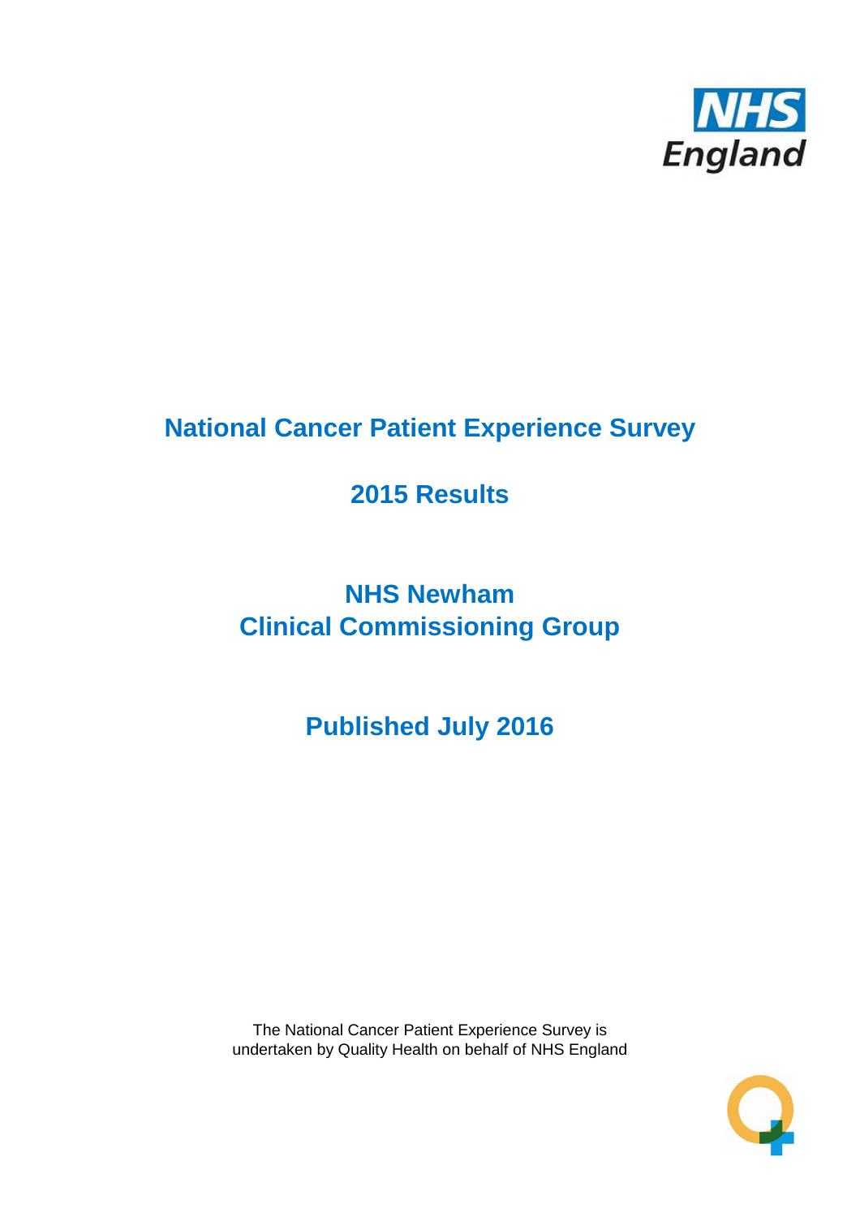NHS England

# National Cancer Patient Experience Survey

## 2015 Results

## NHS Newham Clinical Commissioning Group

## Published July 2016

The National Cancer Patient Experience Survey is undertaken by Quality Health on behalf of NHS England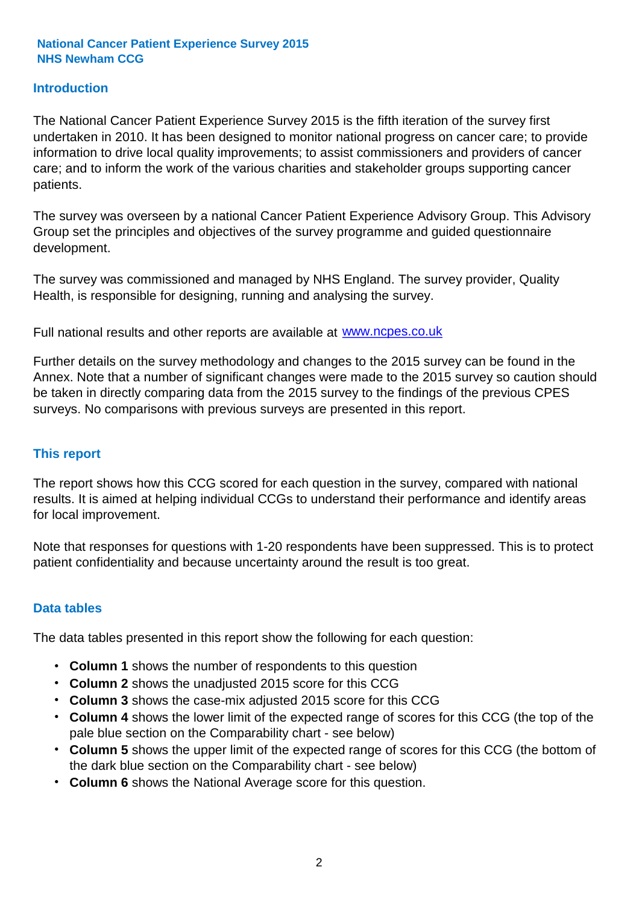**National Cancer Patient Experience Survey 2015**
**NHS Newham CCG**

## Introduction

The National Cancer Patient Experience Survey 2015 is the fifth iteration of the survey first undertaken in 2010. It has been designed to monitor national progress on cancer care; to provide information to drive local quality improvements; to assist commissioners and providers of cancer care; and to inform the work of the various charities and stakeholder groups supporting cancer patients.

The survey was overseen by a national Cancer Patient Experience Advisory Group. This Advisory Group set the principles and objectives of the survey programme and guided questionnaire development.

The survey was commissioned and managed by NHS England. The survey provider, Quality Health, is responsible for designing, running and analysing the survey.

Full national results and other reports are available at [www.ncpes.co.uk](http://www.ncpes.co.uk)

Further details on the survey methodology and changes to the 2015 survey can be found in the Annex. Note that a number of significant changes were made to the 2015 survey so caution should be taken in directly comparing data from the 2015 survey to the findings of the previous CPES surveys. No comparisons with previous surveys are presented in this report.

## This report

The report shows how this CCG scored for each question in the survey, compared with national results. It is aimed at helping individual CCGs to understand their performance and identify areas for local improvement.

Note that responses for questions with 1-20 respondents have been suppressed. This is to protect patient confidentiality and because uncertainty around the result is too great.

## Data tables

The data tables presented in this report show the following for each question:

- **Column 1** shows the number of respondents to this question
- **Column 2** shows the unadjusted 2015 score for this CCG
- **Column 3** shows the case-mix adjusted 2015 score for this CCG
- **Column 4** shows the lower limit of the expected range of scores for this CCG (the top of the pale blue section on the Comparability chart - see below)
- **Column 5** shows the upper limit of the expected range of scores for this CCG (the bottom of the dark blue section on the Comparability chart - see below)
- **Column 6** shows the National Average score for this question.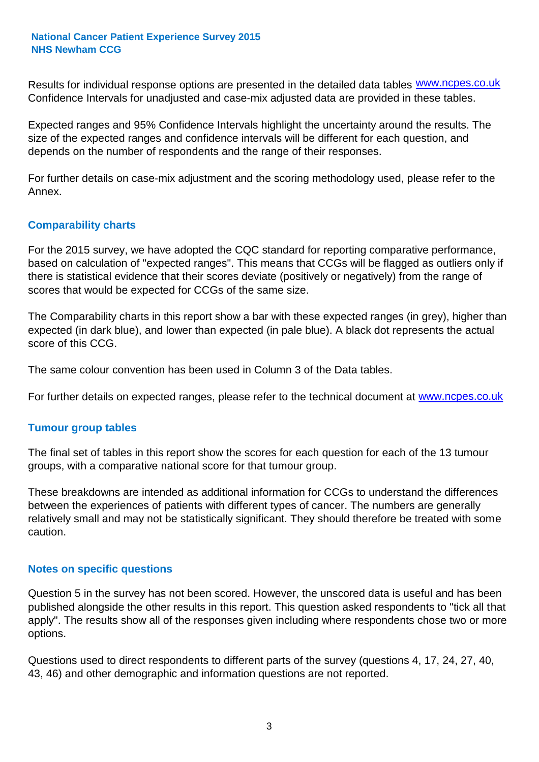Results for individual response options are presented in the detailed data tables www.ncpes.co.uk Confidence Intervals for unadjusted and case-mix adjusted data are provided in these tables.

Expected ranges and 95% Confidence Intervals highlight the uncertainty around the results. The size of the expected ranges and confidence intervals will be different for each question, and depends on the number of respondents and the range of their responses.

For further details on case-mix adjustment and the scoring methodology used, please refer to the Annex.

## Comparability charts

For the 2015 survey, we have adopted the CQC standard for reporting comparative performance, based on calculation of "expected ranges". This means that CCGs will be flagged as outliers only if there is statistical evidence that their scores deviate (positively or negatively) from the range of scores that would be expected for CCGs of the same size.

The Comparability charts in this report show a bar with these expected ranges (in grey), higher than expected (in dark blue), and lower than expected (in pale blue). A black dot represents the actual score of this CCG.

The same colour convention has been used in Column 3 of the Data tables.

For further details on expected ranges, please refer to the technical document at www.ncpes.co.uk

## Tumour group tables

The final set of tables in this report show the scores for each question for each of the 13 tumour groups, with a comparative national score for that tumour group.

These breakdowns are intended as additional information for CCGs to understand the differences between the experiences of patients with different types of cancer. The numbers are generally relatively small and may not be statistically significant. They should therefore be treated with some caution.

## Notes on specific questions

Question 5 in the survey has not been scored. However, the unscored data is useful and has been published alongside the other results in this report. This question asked respondents to "tick all that apply". The results show all of the responses given including where respondents chose two or more options.

Questions used to direct respondents to different parts of the survey (questions 4, 17, 24, 27, 40, 43, 46) and other demographic and information questions are not reported.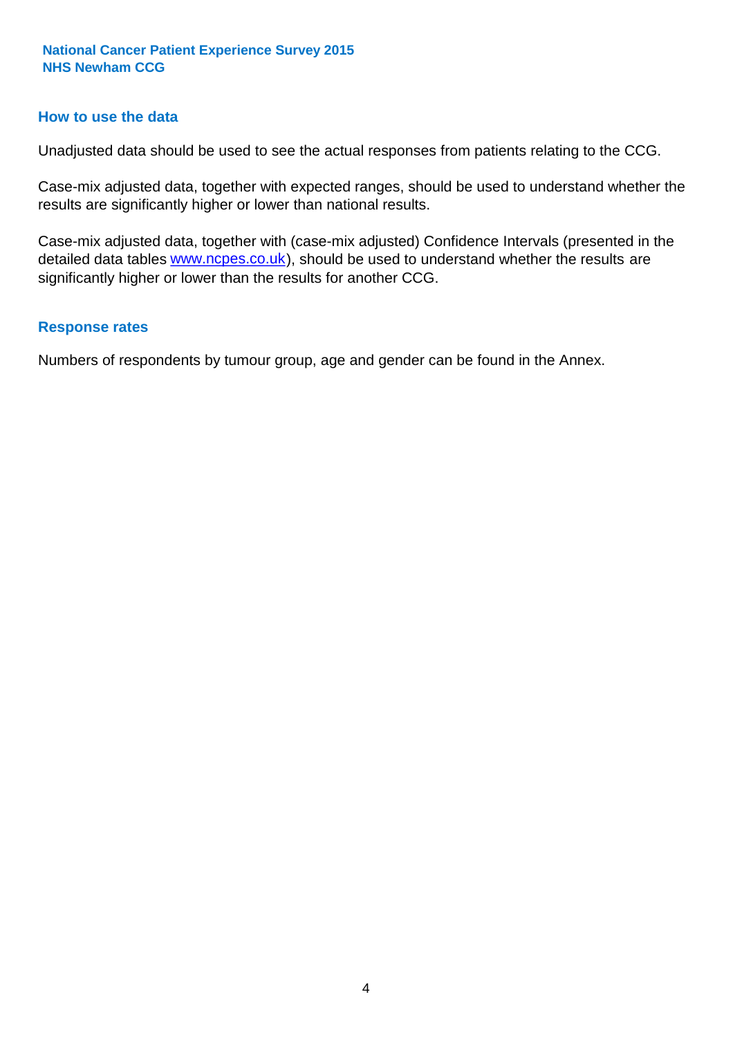## How to use the data

Unadjusted data should be used to see the actual responses from patients relating to the CCG.

Case-mix adjusted data, together with expected ranges, should be used to understand whether the results are significantly higher or lower than national results.

Case-mix adjusted data, together with (case-mix adjusted) Confidence Intervals (presented in the detailed data tables www.ncpes.co.uk), should be used to understand whether the results are significantly higher or lower than the results for another CCG.

## Response rates

Numbers of respondents by tumour group, age and gender can be found in the Annex.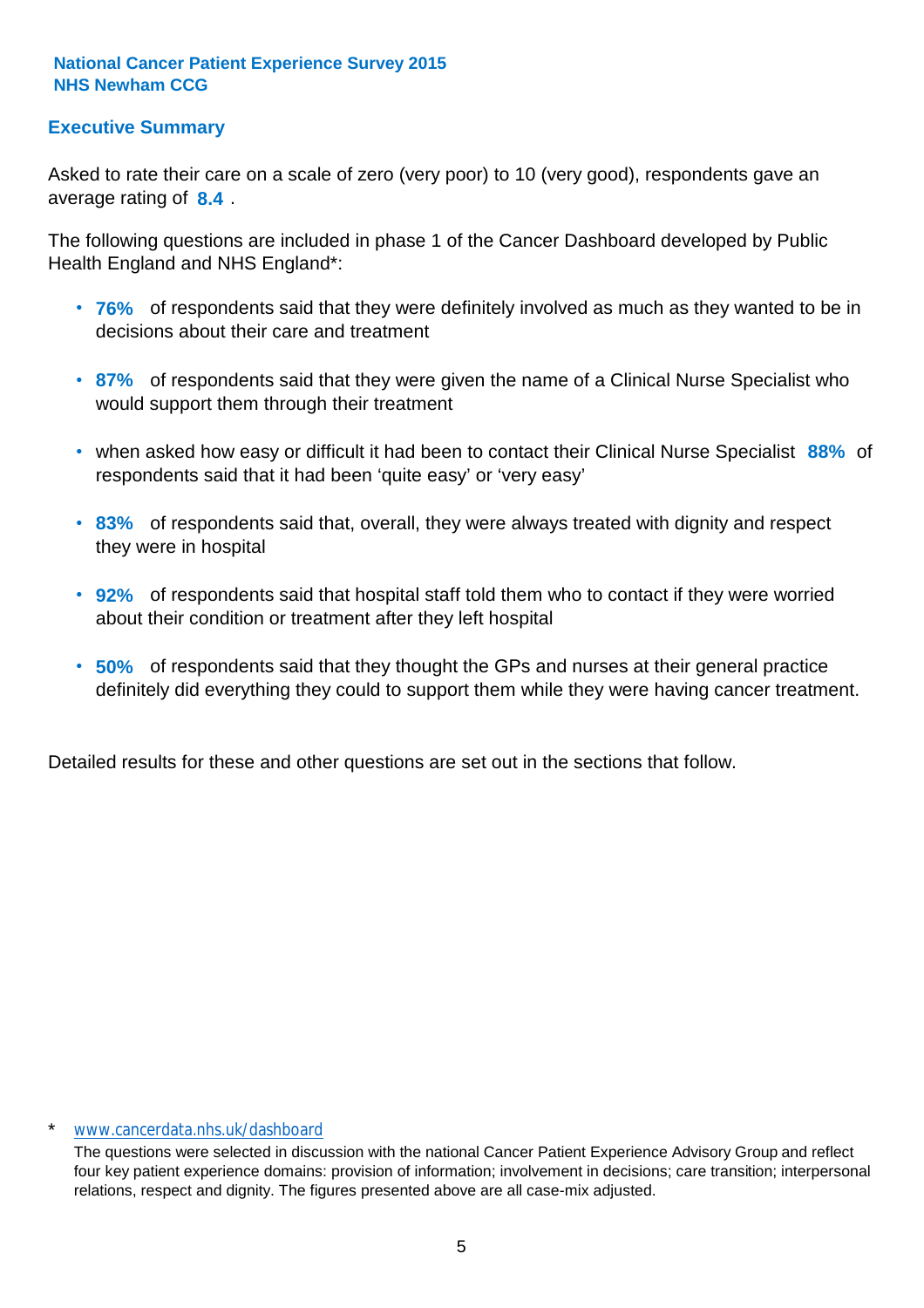**National Cancer Patient Experience Survey 2015**
**NHS Newham CCG**

## Executive Summary

Asked to rate their care on a scale of zero (very poor) to 10 (very good), respondents gave an average rating of **8.4** .

The following questions are included in phase 1 of the Cancer Dashboard developed by Public Health England and NHS England*:

- **76%** of respondents said that they were definitely involved as much as they wanted to be in decisions about their care and treatment
- **87%** of respondents said that they were given the name of a Clinical Nurse Specialist who would support them through their treatment
- when asked how easy or difficult it had been to contact their Clinical Nurse Specialist **88%** of respondents said that it had been 'quite easy' or 'very easy'
- **83%** of respondents said that, overall, they were always treated with dignity and respect they were in hospital
- **92%** of respondents said that hospital staff told them who to contact if they were worried about their condition or treatment after they left hospital
- **50%** of respondents said that they thought the GPs and nurses at their general practice definitely did everything they could to support them while they were having cancer treatment.

Detailed results for these and other questions are set out in the sections that follow.

\* www.cancerdata.nhs.uk/dashboard

The questions were selected in discussion with the national Cancer Patient Experience Advisory Group and reflect four key patient experience domains: provision of information; involvement in decisions; care transition; interpersonal relations, respect and dignity. The figures presented above are all case-mix adjusted.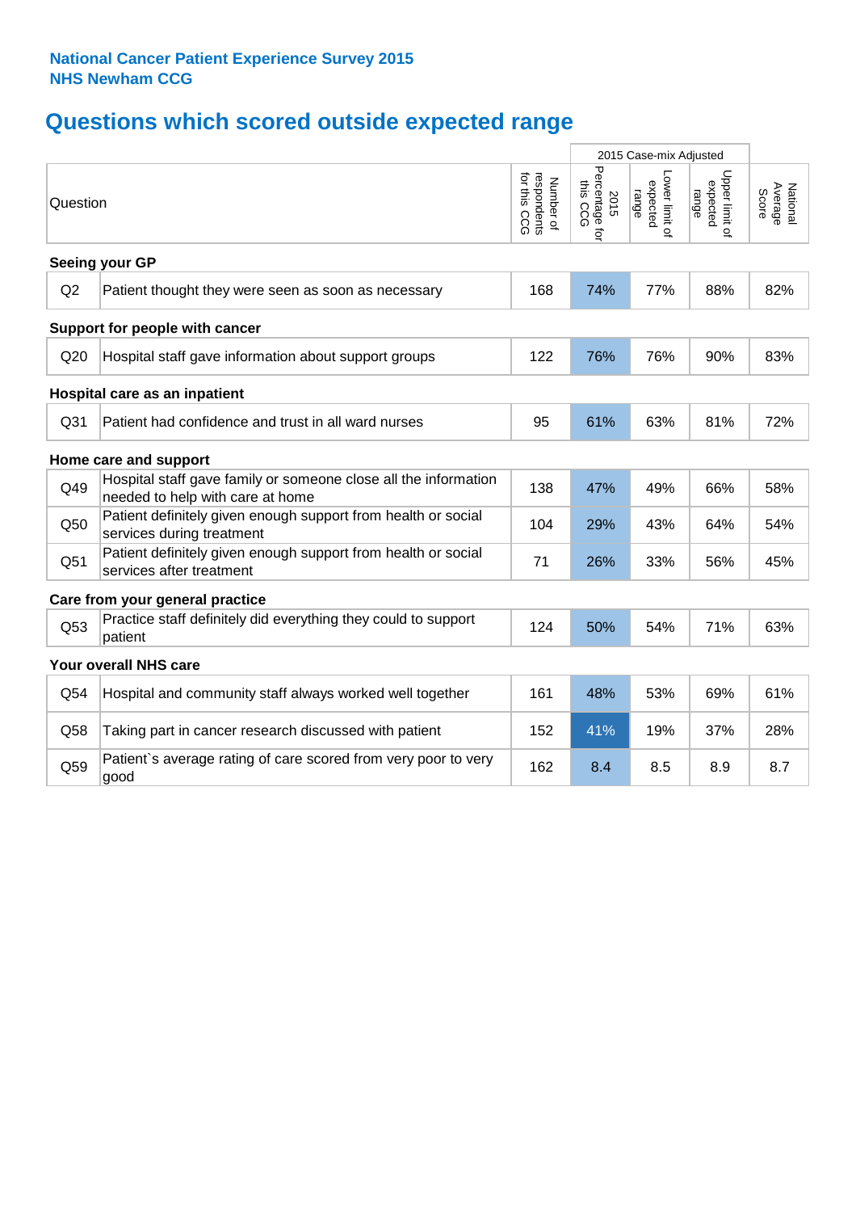**National Cancer Patient Experience Survey 2015**
**NHS Newham CCG**

## Questions which scored outside expected range

| Question | | Number of respondents for this CCG | 2015 Case-mix Adjusted 2015 Percentage for this CCG | 2015 Case-mix Adjusted Lower limit of expected range | 2015 Case-mix Adjusted Upper limit of expected range | National Average Score |
|---|---|---|---|---|---|---|
| **Seeing your GP** | | | | | | |
| Q2 | Patient thought they were seen as soon as necessary | 168 | 74% | 77% | 88% | 82% |
| **Support for people with cancer** | | | | | | |
| Q20 | Hospital staff gave information about support groups | 122 | 76% | 76% | 90% | 83% |
| **Hospital care as an inpatient** | | | | | | |
| Q31 | Patient had confidence and trust in all ward nurses | 95 | 61% | 63% | 81% | 72% |
| **Home care and support** | | | | | | |
| Q49 | Hospital staff gave family or someone close all the information needed to help with care at home | 138 | 47% | 49% | 66% | 58% |
| Q50 | Patient definitely given enough support from health or social services during treatment | 104 | 29% | 43% | 64% | 54% |
| Q51 | Patient definitely given enough support from health or social services after treatment | 71 | 26% | 33% | 56% | 45% |
| **Care from your general practice** | | | | | | |
| Q53 | Practice staff definitely did everything they could to support patient | 124 | 50% | 54% | 71% | 63% |
| **Your overall NHS care** | | | | | | |
| Q54 | Hospital and community staff always worked well together | 161 | 48% | 53% | 69% | 61% |
| Q58 | Taking part in cancer research discussed with patient | 152 | 41% | 19% | 37% | 28% |
| Q59 | Patient`s average rating of care scored from very poor to very good | 162 | 8.4 | 8.5 | 8.9 | 8.7 |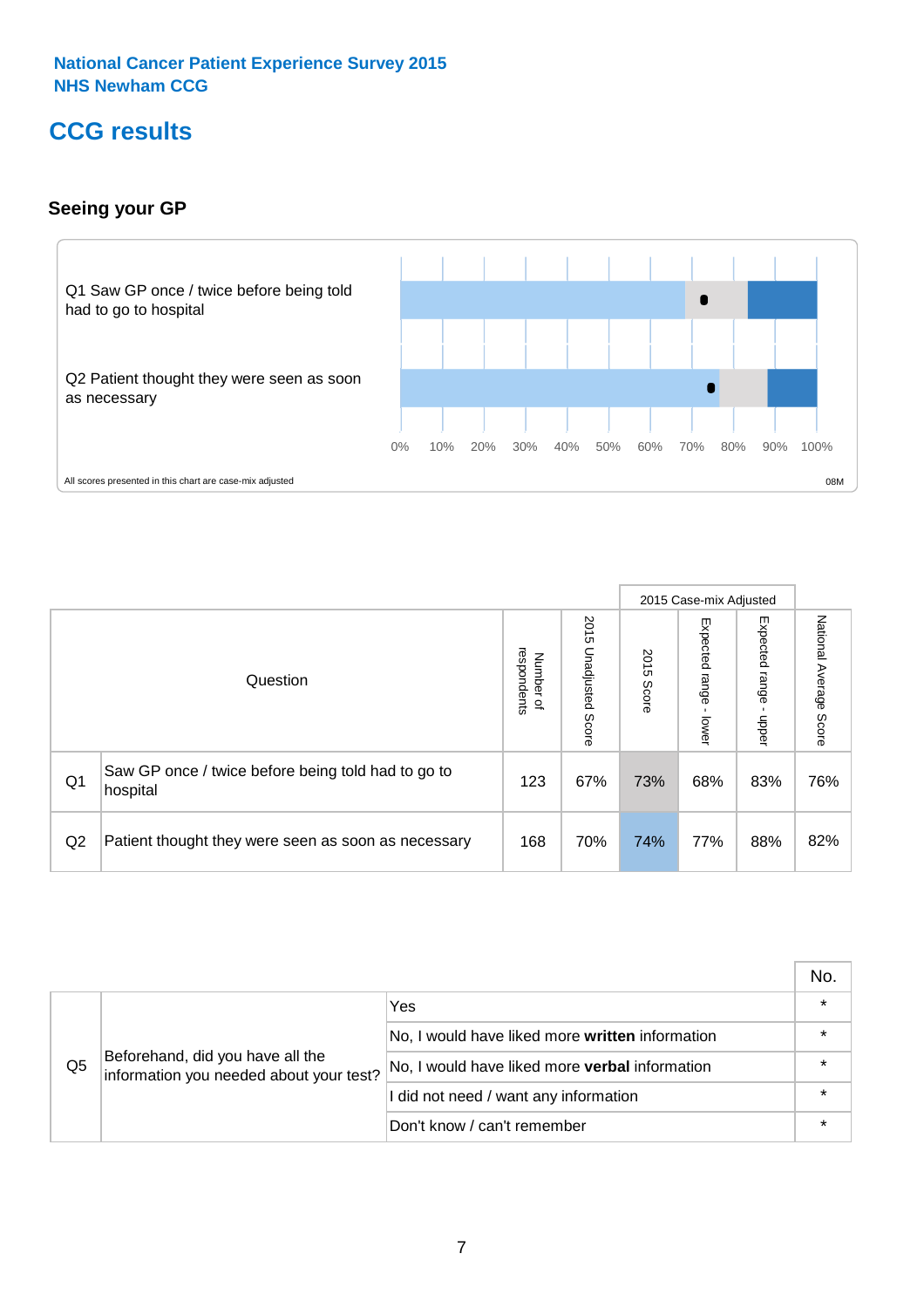National Cancer Patient Experience Survey 2015
NHS Newham CCG

# CCG results

## Seeing your GP

Q1 Saw GP once / twice before being told had to go to hospital

Q2 Patient thought they were seen as soon as necessary

0% 10% 20% 30% 40% 50% 60% 70% 80% 90% 100%

All scores presented in this chart are case-mix adjusted

08M

| | Question | Number of respondents | 2015 Unadjusted Score | 2015 Case-mix Adjusted: 2015 Score | 2015 Case-mix Adjusted: Expected range - lower | 2015 Case-mix Adjusted: Expected range - upper | National Average Score |
|---|---|---|---|---|---|---|---|
| Q1 | Saw GP once / twice before being told had to go to hospital | 123 | 67% | 73% | 68% | 83% | 76% |
| Q2 | Patient thought they were seen as soon as necessary | 168 | 70% | 74% | 77% | 88% | 82% |

| | | | No. |
|---|---|---|---|
| Q5 | Beforehand, did you have all the information you needed about your test? | Yes | * |
| | | No, I would have liked more **written** information | * |
| | | No, I would have liked more **verbal** information | * |
| | | I did not need / want any information | * |
| | | Don't know / can't remember | * |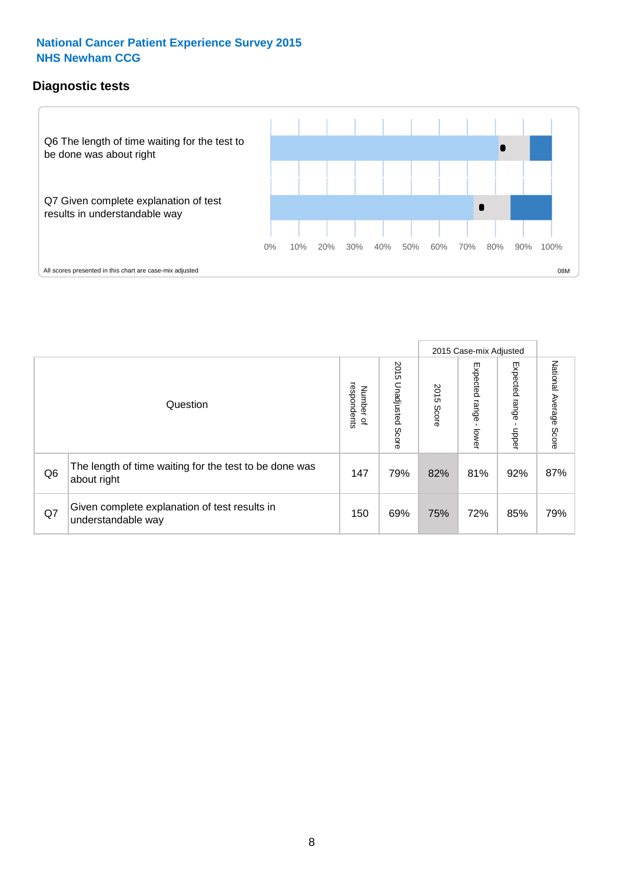## National Cancer Patient Experience Survey 2015
## NHS Newham CCG

### Diagnostic tests

Q6 The length of time waiting for the test to be done was about right

Q7 Given complete explanation of test results in understandable way

0% 10% 20% 30% 40% 50% 60% 70% 80% 90% 100%

All scores presented in this chart are case-mix adjusted

08M

| | Question | Number of respondents | 2015 Unadjusted Score | 2015 Case-mix Adjusted 2015 Score | 2015 Case-mix Adjusted Expected range - lower | 2015 Case-mix Adjusted Expected range - upper | National Average Score |
|---|---|---|---|---|---|---|---|
| Q6 | The length of time waiting for the test to be done was about right | 147 | 79% | 82% | 81% | 92% | 87% |
| Q7 | Given complete explanation of test results in understandable way | 150 | 69% | 75% | 72% | 85% | 79% |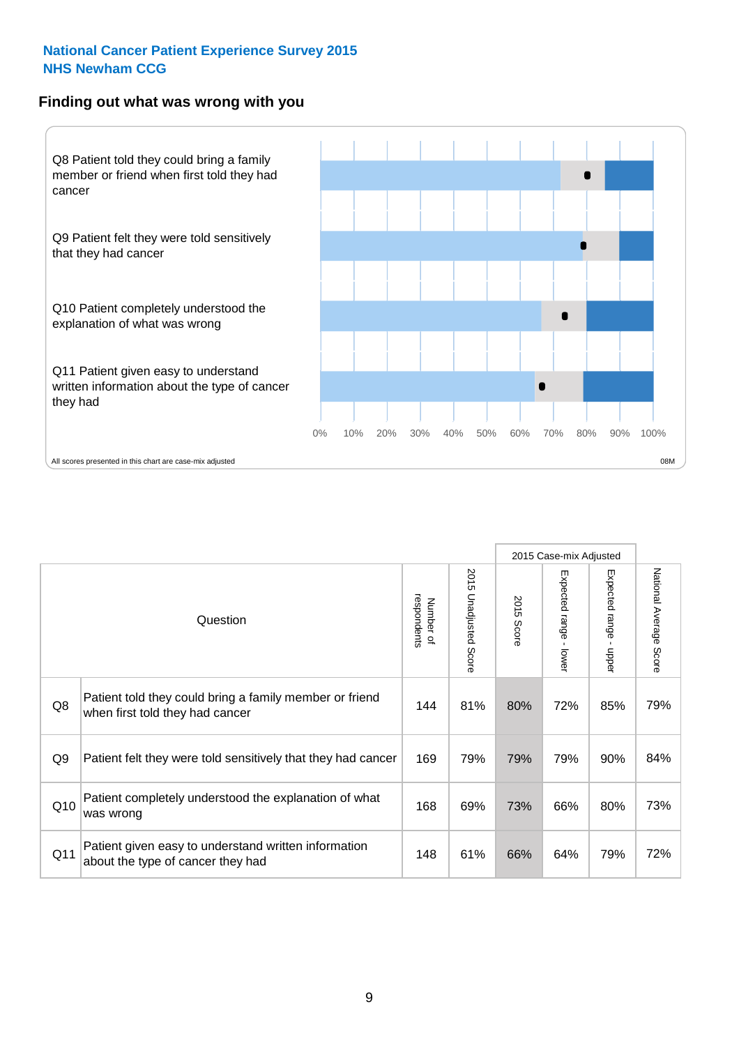**National Cancer Patient Experience Survey 2015**
**NHS Newham CCG**

## Finding out what was wrong with you

Q8 Patient told they could bring a family member or friend when first told they had cancer

Q9 Patient felt they were told sensitively that they had cancer

Q10 Patient completely understood the explanation of what was wrong

Q11 Patient given easy to understand written information about the type of cancer they had

0% 10% 20% 30% 40% 50% 60% 70% 80% 90% 100%

All scores presented in this chart are case-mix adjusted

08M

| | Question | Number of respondents | 2015 Unadjusted Score | 2015 Case-mix Adjusted: 2015 Score | 2015 Case-mix Adjusted: Expected range - lower | 2015 Case-mix Adjusted: Expected range - upper | National Average Score |
|---|---|---|---|---|---|---|---|
| Q8 | Patient told they could bring a family member or friend when first told they had cancer | 144 | 81% | 80% | 72% | 85% | 79% |
| Q9 | Patient felt they were told sensitively that they had cancer | 169 | 79% | 79% | 79% | 90% | 84% |
| Q10 | Patient completely understood the explanation of what was wrong | 168 | 69% | 73% | 66% | 80% | 73% |
| Q11 | Patient given easy to understand written information about the type of cancer they had | 148 | 61% | 66% | 64% | 79% | 72% |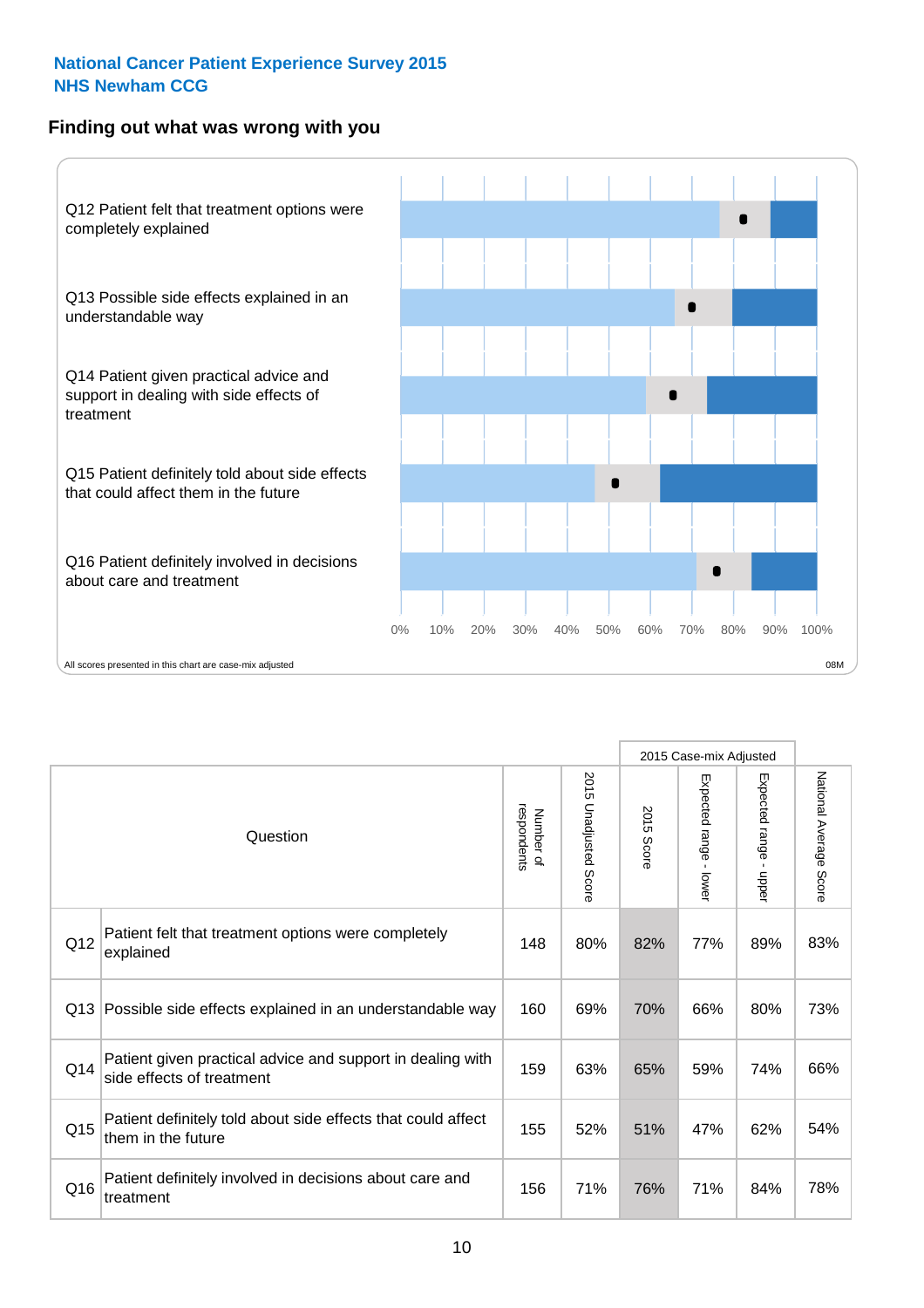National Cancer Patient Experience Survey 2015
NHS Newham CCG

## Finding out what was wrong with you

Q12 Patient felt that treatment options were completely explained

Q13 Possible side effects explained in an understandable way

Q14 Patient given practical advice and support in dealing with side effects of treatment

Q15 Patient definitely told about side effects that could affect them in the future

Q16 Patient definitely involved in decisions about care and treatment

0% 10% 20% 30% 40% 50% 60% 70% 80% 90% 100%

All scores presented in this chart are case-mix adjusted

08M

| | Question | Number of respondents | 2015 Unadjusted Score | 2015 Case-mix Adjusted | | | National Average Score |
|---|---|---|---|---|---|---|---|
| | | | | 2015 Score | Expected range - lower | Expected range - upper | |
| Q12 | Patient felt that treatment options were completely explained | 148 | 80% | 82% | 77% | 89% | 83% |
| Q13 | Possible side effects explained in an understandable way | 160 | 69% | 70% | 66% | 80% | 73% |
| Q14 | Patient given practical advice and support in dealing with side effects of treatment | 159 | 63% | 65% | 59% | 74% | 66% |
| Q15 | Patient definitely told about side effects that could affect them in the future | 155 | 52% | 51% | 47% | 62% | 54% |
| Q16 | Patient definitely involved in decisions about care and treatment | 156 | 71% | 76% | 71% | 84% | 78% |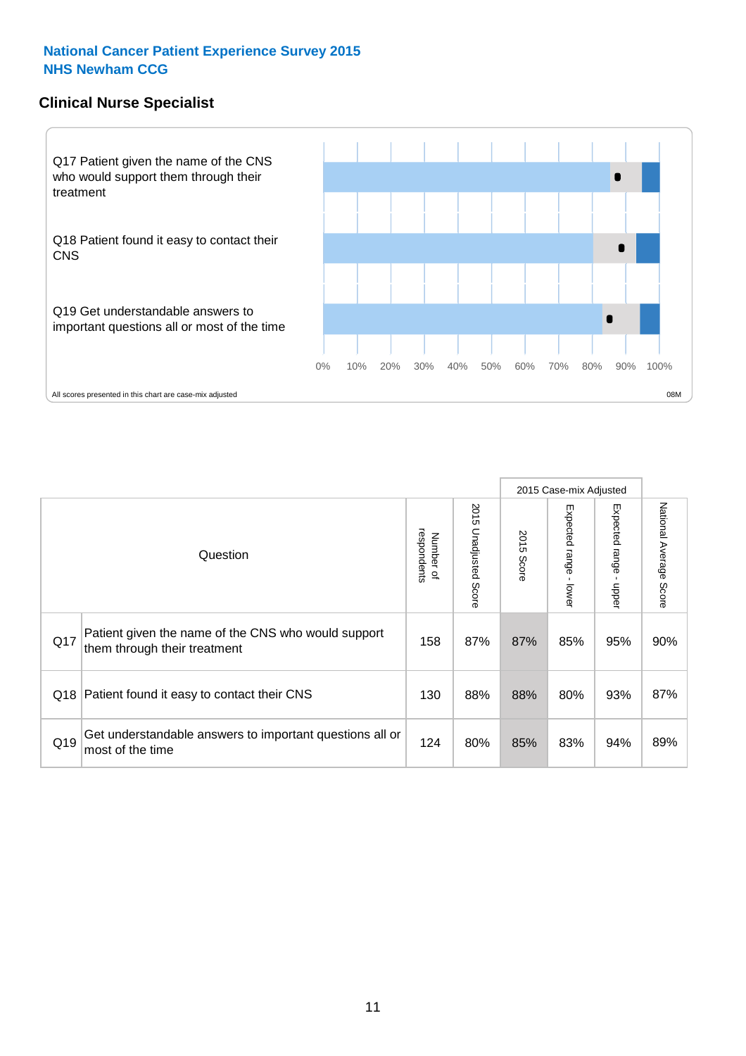**National Cancer Patient Experience Survey 2015**
**NHS Newham CCG**

## Clinical Nurse Specialist

Q17 Patient given the name of the CNS who would support them through their treatment

Q18 Patient found it easy to contact their CNS

Q19 Get understandable answers to important questions all or most of the time

0% 10% 20% 30% 40% 50% 60% 70% 80% 90% 100%

All scores presented in this chart are case-mix adjusted

08M

| | Question | Number of respondents | 2015 Unadjusted Score | 2015 Case-mix Adjusted: 2015 Score | 2015 Case-mix Adjusted: Expected range - lower | 2015 Case-mix Adjusted: Expected range - upper | National Average Score |
|---|---|---|---|---|---|---|---|
| Q17 | Patient given the name of the CNS who would support them through their treatment | 158 | 87% | 87% | 85% | 95% | 90% |
| Q18 | Patient found it easy to contact their CNS | 130 | 88% | 88% | 80% | 93% | 87% |
| Q19 | Get understandable answers to important questions all or most of the time | 124 | 80% | 85% | 83% | 94% | 89% |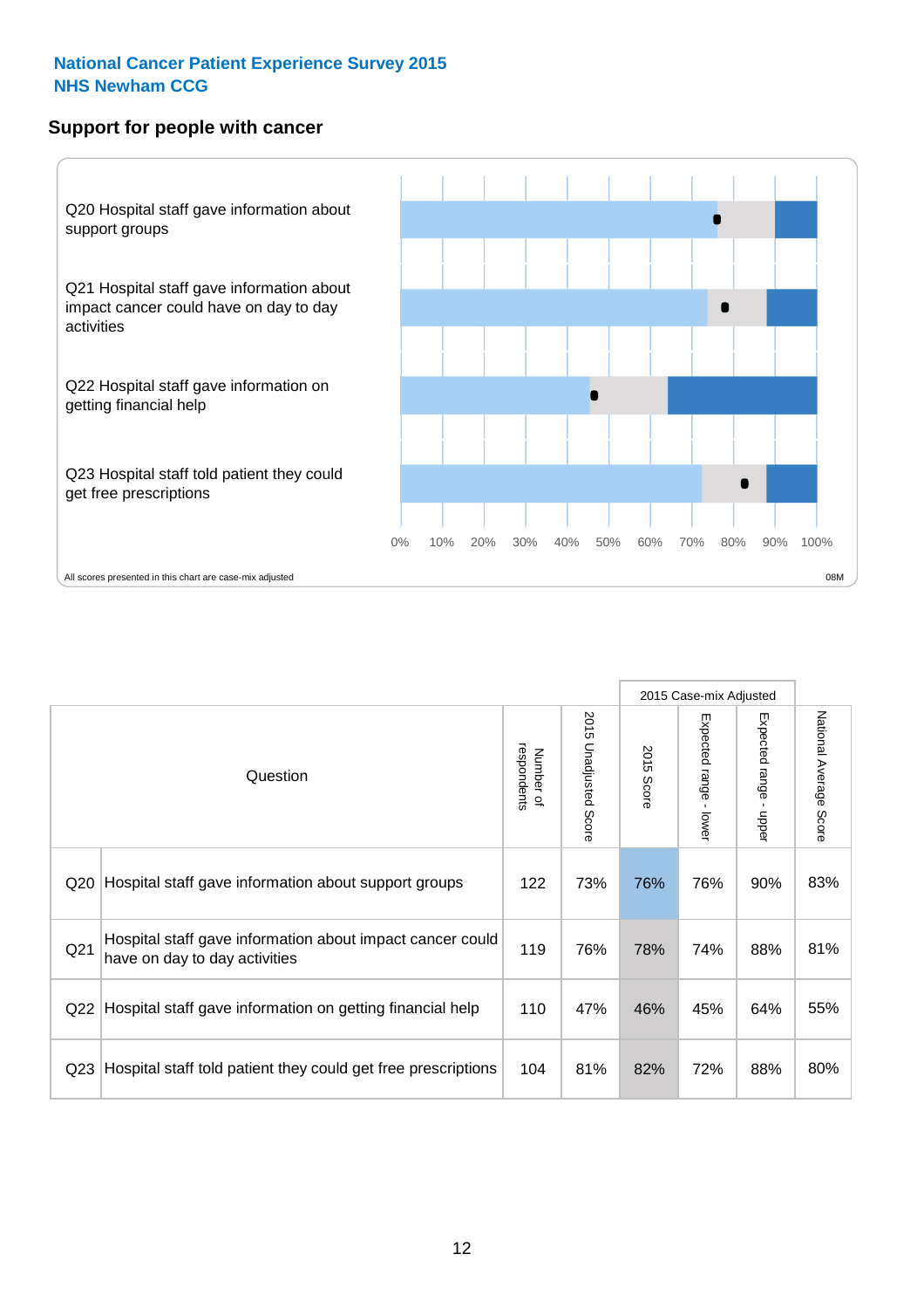**National Cancer Patient Experience Survey 2015**
**NHS Newham CCG**

## Support for people with cancer

Q20 Hospital staff gave information about support groups

Q21 Hospital staff gave information about impact cancer could have on day to day activities

Q22 Hospital staff gave information on getting financial help

Q23 Hospital staff told patient they could get free prescriptions

0% 10% 20% 30% 40% 50% 60% 70% 80% 90% 100%

All scores presented in this chart are case-mix adjusted

08M

| Question | | Number of respondents | 2015 Unadjusted Score | 2015 Case-mix Adjusted: 2015 Score | 2015 Case-mix Adjusted: Expected range - lower | 2015 Case-mix Adjusted: Expected range - upper | National Average Score |
|---|---|---|---|---|---|---|---|
| Q20 | Hospital staff gave information about support groups | 122 | 73% | 76% | 76% | 90% | 83% |
| Q21 | Hospital staff gave information about impact cancer could have on day to day activities | 119 | 76% | 78% | 74% | 88% | 81% |
| Q22 | Hospital staff gave information on getting financial help | 110 | 47% | 46% | 45% | 64% | 55% |
| Q23 | Hospital staff told patient they could get free prescriptions | 104 | 81% | 82% | 72% | 88% | 80% |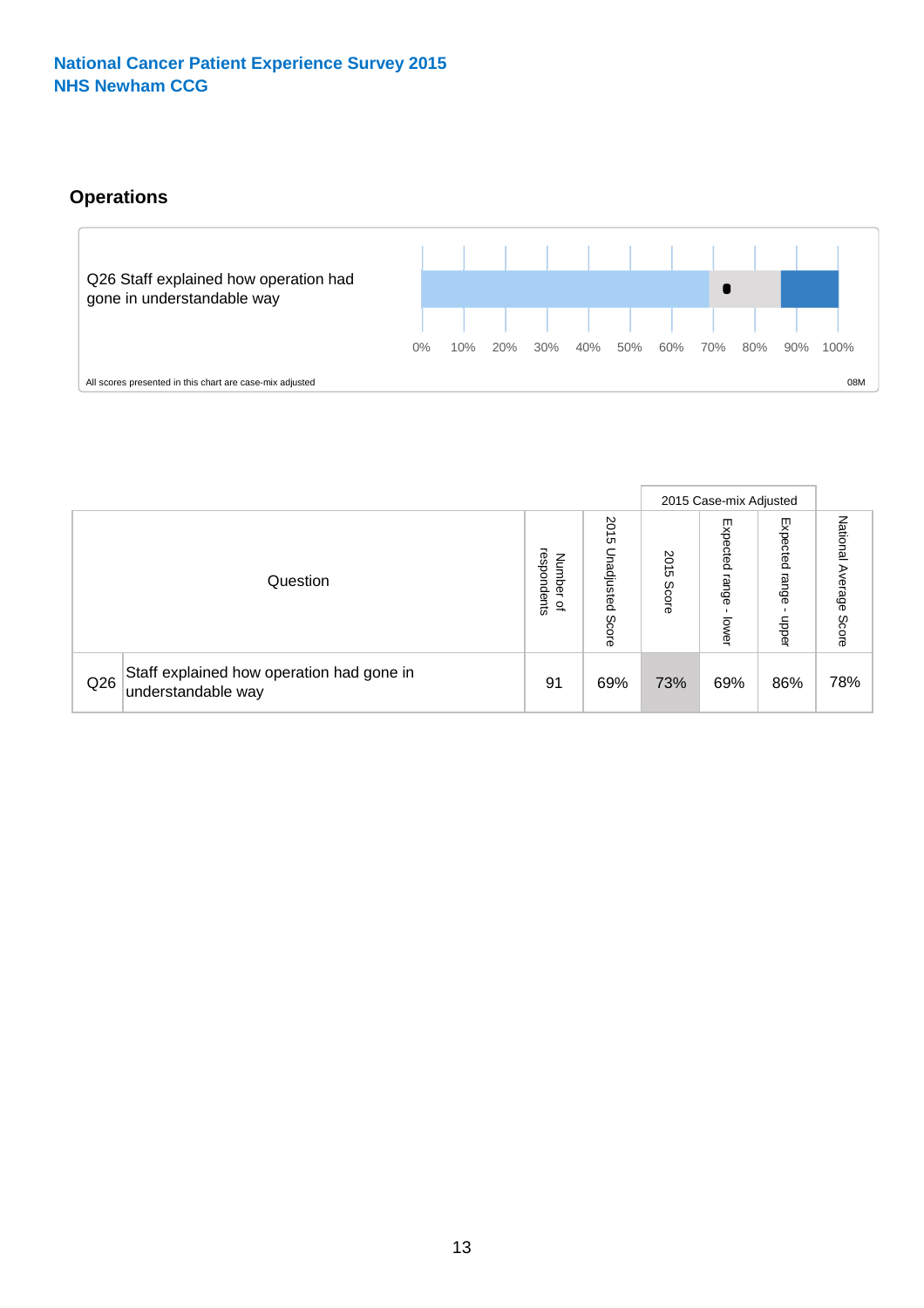National Cancer Patient Experience Survey 2015
NHS Newham CCG

## Operations

Q26 Staff explained how operation had gone in understandable way

0% 10% 20% 30% 40% 50% 60% 70% 80% 90% 100%

All scores presented in this chart are case-mix adjusted

08M

| Question | | Number of respondents | 2015 Unadjusted Score | 2015 Case-mix Adjusted | | | National Average Score |
|---|---|---|---|---|---|---|---|
| | | | | 2015 Score | Expected range - lower | Expected range - upper | |
| Q26 | Staff explained how operation had gone in understandable way | 91 | 69% | 73% | 69% | 86% | 78% |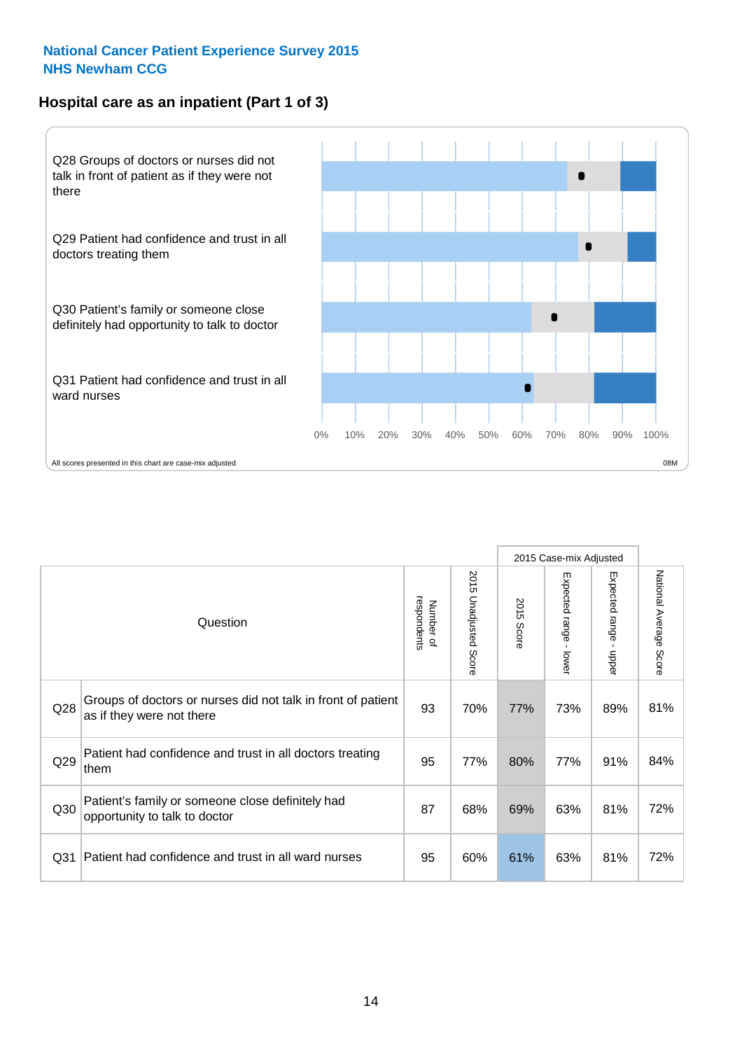**National Cancer Patient Experience Survey 2015**
**NHS Newham CCG**

## Hospital care as an inpatient (Part 1 of 3)

Q28 Groups of doctors or nurses did not talk in front of patient as if they were not there

Q29 Patient had confidence and trust in all doctors treating them

Q30 Patient's family or someone close definitely had opportunity to talk to doctor

Q31 Patient had confidence and trust in all ward nurses

0% 10% 20% 30% 40% 50% 60% 70% 80% 90% 100%

All scores presented in this chart are case-mix adjusted

08M

| | Question | Number of respondents | 2015 Unadjusted Score | 2015 Case-mix Adjusted: 2015 Score | 2015 Case-mix Adjusted: Expected range - lower | 2015 Case-mix Adjusted: Expected range - upper | National Average Score |
|---|---|---|---|---|---|---|---|
| Q28 | Groups of doctors or nurses did not talk in front of patient as if they were not there | 93 | 70% | 77% | 73% | 89% | 81% |
| Q29 | Patient had confidence and trust in all doctors treating them | 95 | 77% | 80% | 77% | 91% | 84% |
| Q30 | Patient's family or someone close definitely had opportunity to talk to doctor | 87 | 68% | 69% | 63% | 81% | 72% |
| Q31 | Patient had confidence and trust in all ward nurses | 95 | 60% | 61% | 63% | 81% | 72% |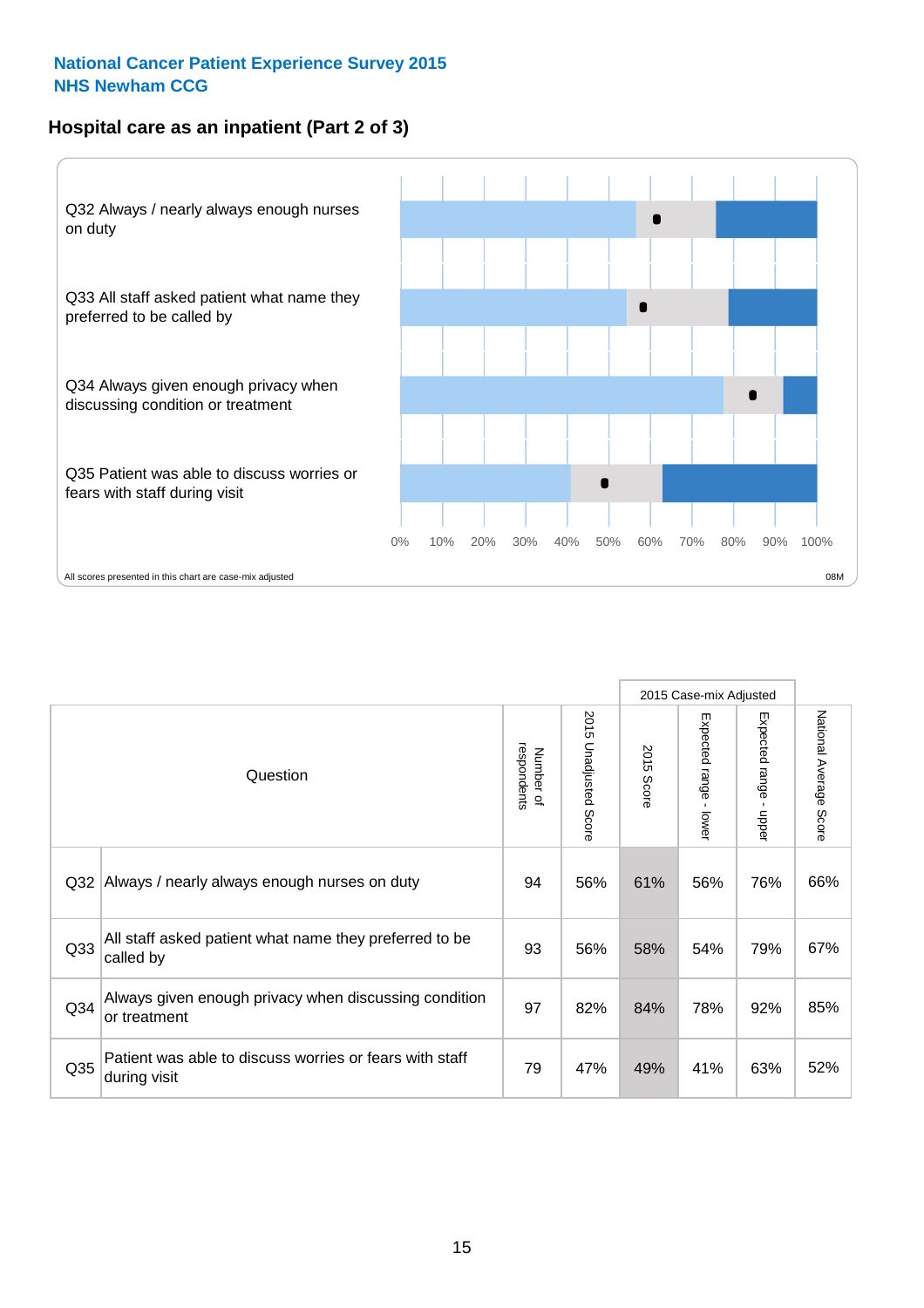**National Cancer Patient Experience Survey 2015**
**NHS Newham CCG**

## Hospital care as an inpatient (Part 2 of 3)

Q32 Always / nearly always enough nurses on duty

Q33 All staff asked patient what name they preferred to be called by

Q34 Always given enough privacy when discussing condition or treatment

Q35 Patient was able to discuss worries or fears with staff during visit

0% 10% 20% 30% 40% 50% 60% 70% 80% 90% 100%

All scores presented in this chart are case-mix adjusted

08M

| Question | | Number of respondents | 2015 Unadjusted Score | 2015 Case-mix Adjusted: 2015 Score | 2015 Case-mix Adjusted: Expected range - lower | 2015 Case-mix Adjusted: Expected range - upper | National Average Score |
|---|---|---|---|---|---|---|---|
| Q32 | Always / nearly always enough nurses on duty | 94 | 56% | 61% | 56% | 76% | 66% |
| Q33 | All staff asked patient what name they preferred to be called by | 93 | 56% | 58% | 54% | 79% | 67% |
| Q34 | Always given enough privacy when discussing condition or treatment | 97 | 82% | 84% | 78% | 92% | 85% |
| Q35 | Patient was able to discuss worries or fears with staff during visit | 79 | 47% | 49% | 41% | 63% | 52% |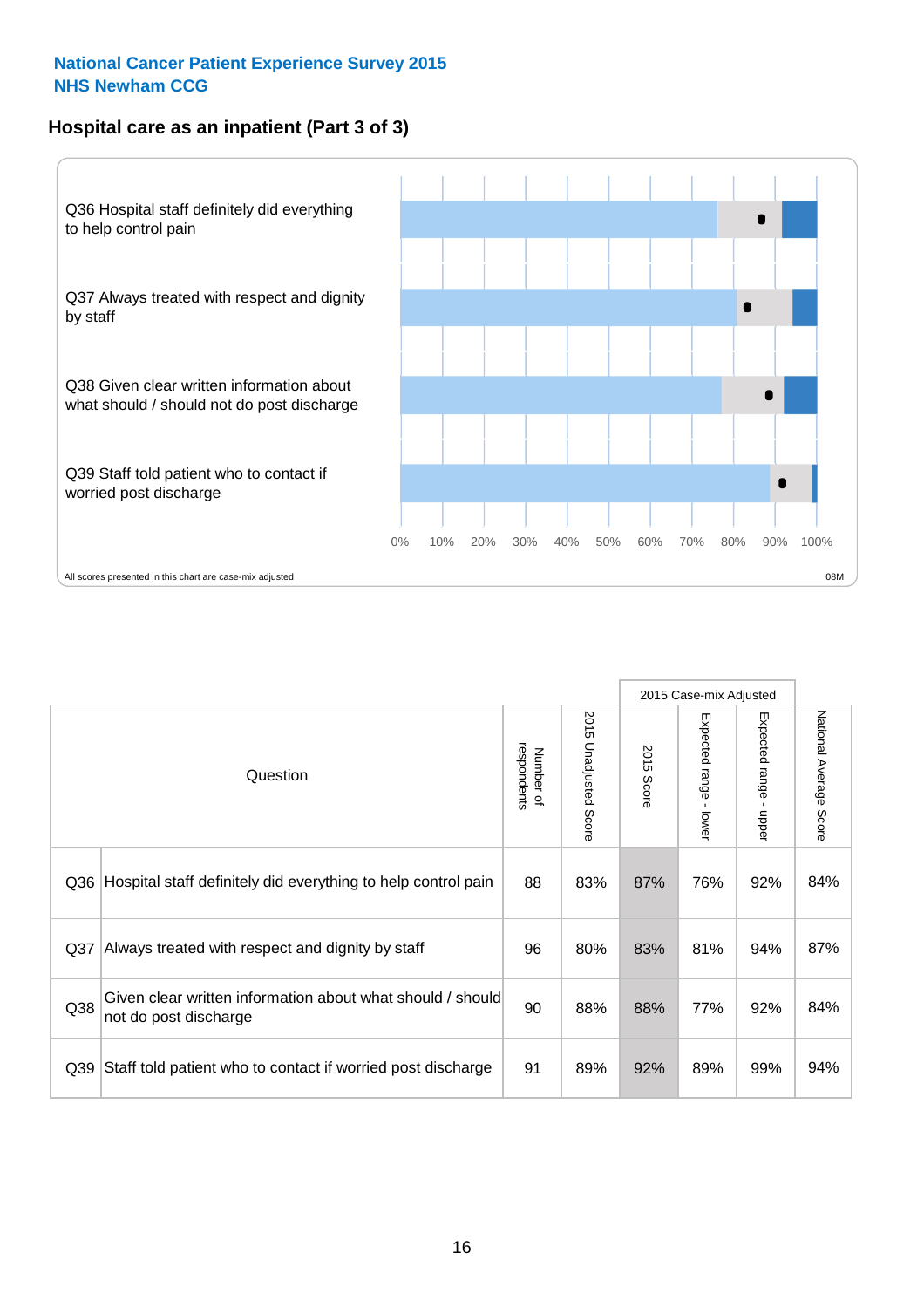## National Cancer Patient Experience Survey 2015
## NHS Newham CCG

### Hospital care as an inpatient (Part 3 of 3)

Q36 Hospital staff definitely did everything to help control pain

Q37 Always treated with respect and dignity by staff

Q38 Given clear written information about what should / should not do post discharge

Q39 Staff told patient who to contact if worried post discharge

0% 10% 20% 30% 40% 50% 60% 70% 80% 90% 100%

All scores presented in this chart are case-mix adjusted

08M

| Question | | Number of respondents | 2015 Unadjusted Score | 2015 Case-mix Adjusted: 2015 Score | 2015 Case-mix Adjusted: Expected range - lower | 2015 Case-mix Adjusted: Expected range - upper | National Average Score |
|---|---|---|---|---|---|---|---|
| Q36 | Hospital staff definitely did everything to help control pain | 88 | 83% | 87% | 76% | 92% | 84% |
| Q37 | Always treated with respect and dignity by staff | 96 | 80% | 83% | 81% | 94% | 87% |
| Q38 | Given clear written information about what should / should not do post discharge | 90 | 88% | 88% | 77% | 92% | 84% |
| Q39 | Staff told patient who to contact if worried post discharge | 91 | 89% | 92% | 89% | 99% | 94% |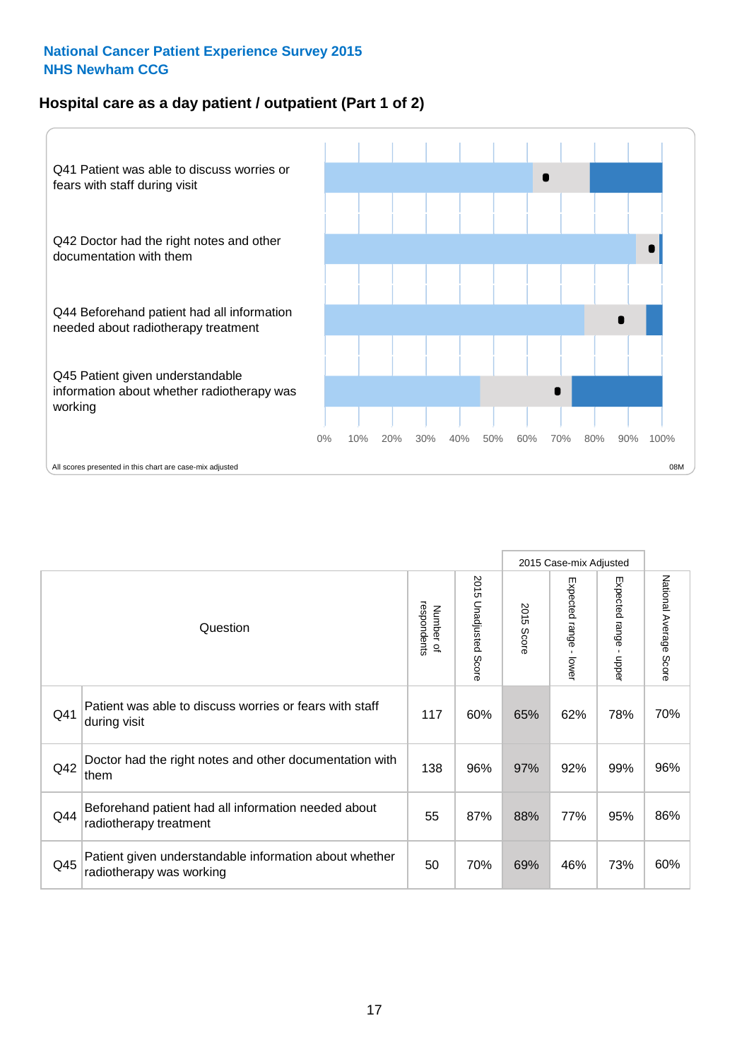National Cancer Patient Experience Survey 2015
NHS Newham CCG

## Hospital care as a day patient / outpatient (Part 1 of 2)

Q41 Patient was able to discuss worries or fears with staff during visit

Q42 Doctor had the right notes and other documentation with them

Q44 Beforehand patient had all information needed about radiotherapy treatment

Q45 Patient given understandable information about whether radiotherapy was working

0% 10% 20% 30% 40% 50% 60% 70% 80% 90% 100%

All scores presented in this chart are case-mix adjusted

08M

| Question | | Number of respondents | 2015 Unadjusted Score | 2015 Case-mix Adjusted | | | National Average Score |
|---|---|---|---|---|---|---|---|
| | | | | 2015 Score | Expected range - lower | Expected range - upper | |
| Q41 | Patient was able to discuss worries or fears with staff during visit | 117 | 60% | 65% | 62% | 78% | 70% |
| Q42 | Doctor had the right notes and other documentation with them | 138 | 96% | 97% | 92% | 99% | 96% |
| Q44 | Beforehand patient had all information needed about radiotherapy treatment | 55 | 87% | 88% | 77% | 95% | 86% |
| Q45 | Patient given understandable information about whether radiotherapy was working | 50 | 70% | 69% | 46% | 73% | 60% |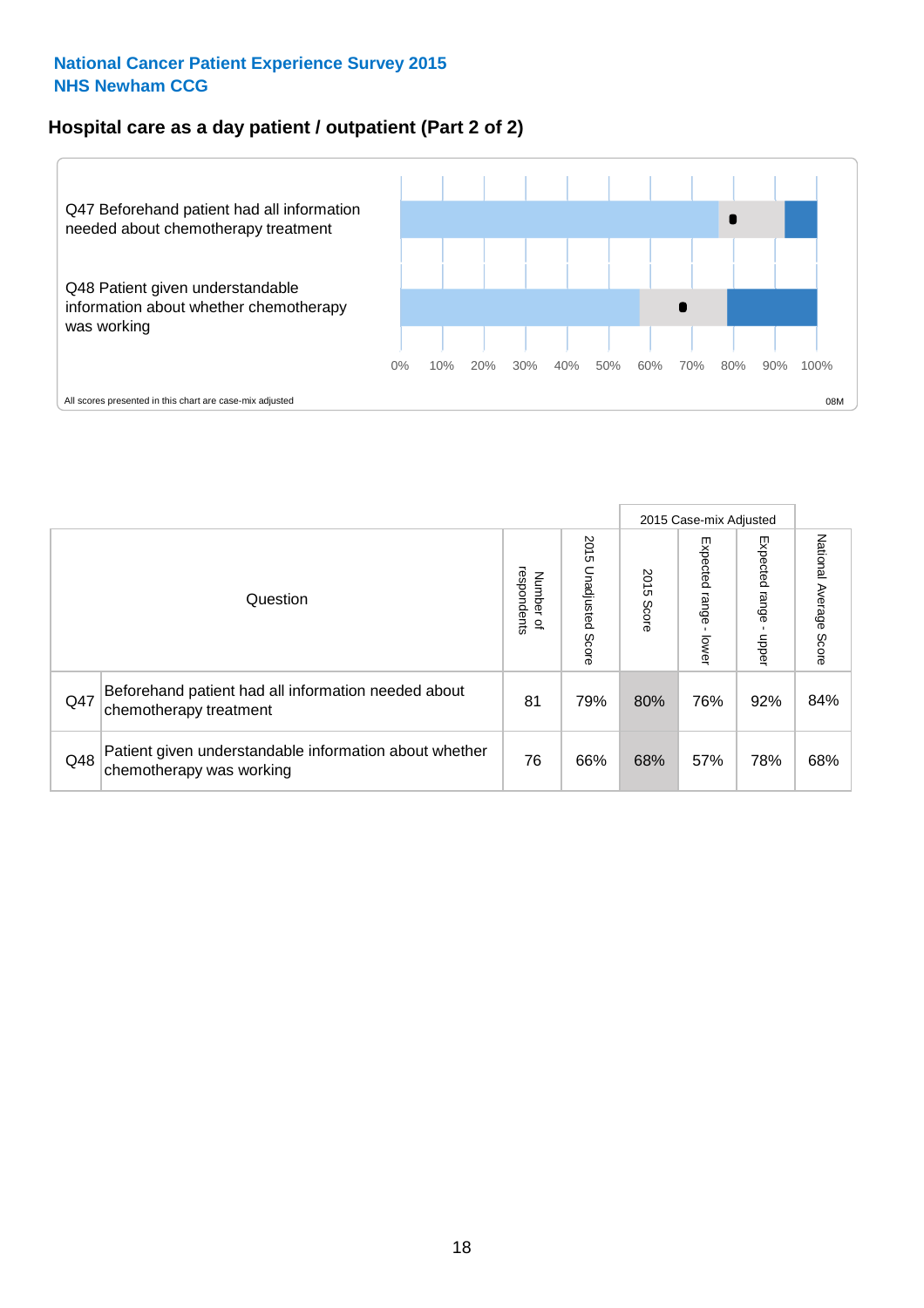National Cancer Patient Experience Survey 2015
NHS Newham CCG

## Hospital care as a day patient / outpatient (Part 2 of 2)

Q47 Beforehand patient had all information needed about chemotherapy treatment

Q48 Patient given understandable information about whether chemotherapy was working

0% 10% 20% 30% 40% 50% 60% 70% 80% 90% 100%

All scores presented in this chart are case-mix adjusted

08M

| Question | | Number of respondents | 2015 Unadjusted Score | 2015 Case-mix Adjusted: 2015 Score | 2015 Case-mix Adjusted: Expected range - lower | 2015 Case-mix Adjusted: Expected range - upper | National Average Score |
|---|---|---|---|---|---|---|---|
| Q47 | Beforehand patient had all information needed about chemotherapy treatment | 81 | 79% | 80% | 76% | 92% | 84% |
| Q48 | Patient given understandable information about whether chemotherapy was working | 76 | 66% | 68% | 57% | 78% | 68% |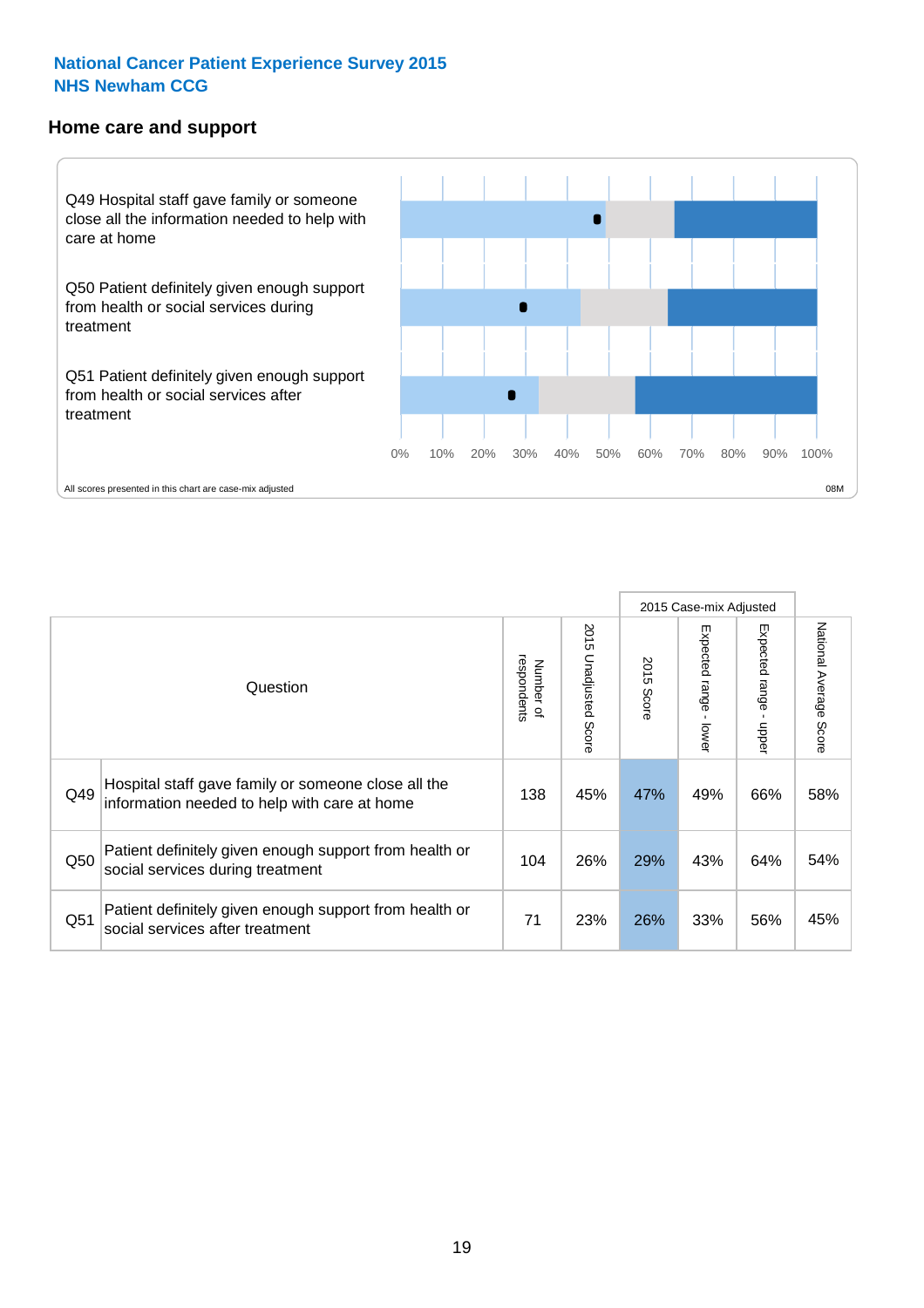# National Cancer Patient Experience Survey 2015
## NHS Newham CCG

### Home care and support

Q49 Hospital staff gave family or someone close all the information needed to help with care at home

Q50 Patient definitely given enough support from health or social services during treatment

Q51 Patient definitely given enough support from health or social services after treatment

0% 10% 20% 30% 40% 50% 60% 70% 80% 90% 100%

All scores presented in this chart are case-mix adjusted

08M

| Question | | Number of respondents | 2015 Unadjusted Score | 2015 Case-mix Adjusted 2015 Score | 2015 Case-mix Adjusted Expected range - lower | 2015 Case-mix Adjusted Expected range - upper | National Average Score |
|---|---|---|---|---|---|---|---|
| Q49 | Hospital staff gave family or someone close all the information needed to help with care at home | 138 | 45% | 47% | 49% | 66% | 58% |
| Q50 | Patient definitely given enough support from health or social services during treatment | 104 | 26% | 29% | 43% | 64% | 54% |
| Q51 | Patient definitely given enough support from health or social services after treatment | 71 | 23% | 26% | 33% | 56% | 45% |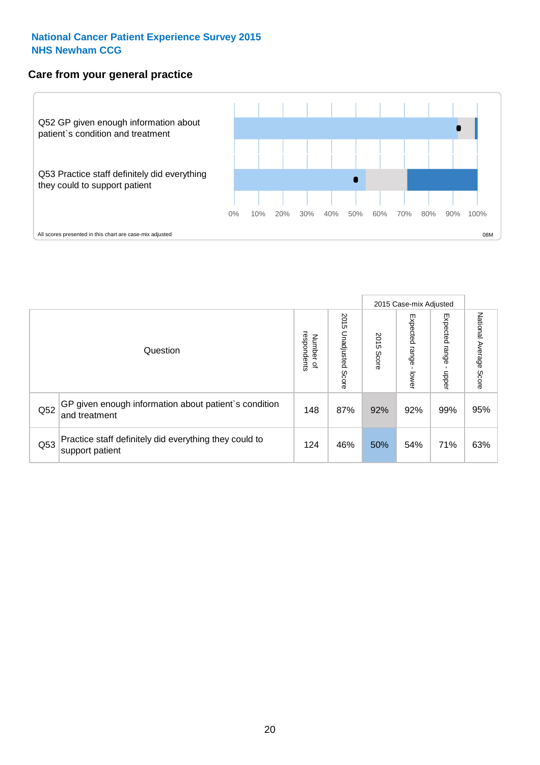National Cancer Patient Experience Survey 2015
NHS Newham CCG

## Care from your general practice

Q52 GP given enough information about patient`s condition and treatment

Q53 Practice staff definitely did everything they could to support patient

0% 10% 20% 30% 40% 50% 60% 70% 80% 90% 100%

All scores presented in this chart are case-mix adjusted

08M

| Question | | Number of respondents | 2015 Unadjusted Score | 2015 Case-mix Adjusted: 2015 Score | 2015 Case-mix Adjusted: Expected range - lower | 2015 Case-mix Adjusted: Expected range - upper | National Average Score |
|---|---|---|---|---|---|---|---|
| Q52 | GP given enough information about patient`s condition and treatment | 148 | 87% | 92% | 92% | 99% | 95% |
| Q53 | Practice staff definitely did everything they could to support patient | 124 | 46% | 50% | 54% | 71% | 63% |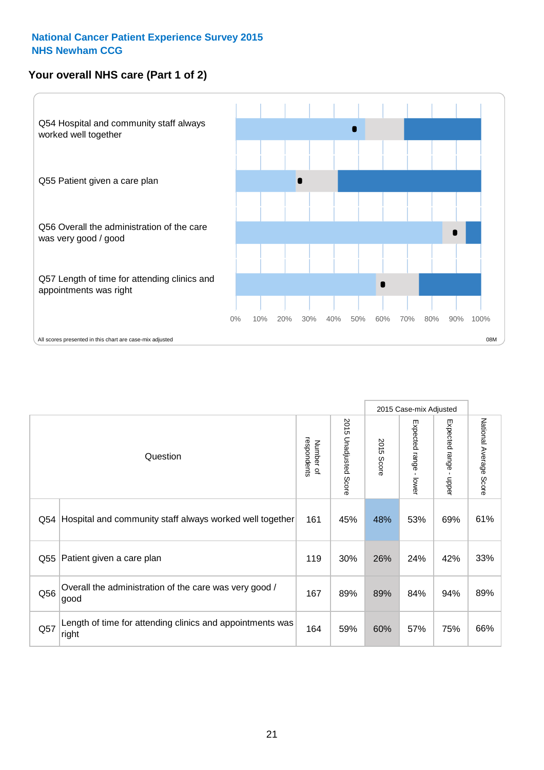**National Cancer Patient Experience Survey 2015**
**NHS Newham CCG**

## Your overall NHS care (Part 1 of 2)

Q54 Hospital and community staff always worked well together

Q55 Patient given a care plan

Q56 Overall the administration of the care was very good / good

Q57 Length of time for attending clinics and appointments was right

0% 10% 20% 30% 40% 50% 60% 70% 80% 90% 100%

All scores presented in this chart are case-mix adjusted

08M

| | Question | Number of respondents | 2015 Unadjusted Score | 2015 Case-mix Adjusted | | | National Average Score |
|---|---|---|---|---|---|---|---|
| | | | | 2015 Score | Expected range - lower | Expected range - upper | |
| Q54 | Hospital and community staff always worked well together | 161 | 45% | 48% | 53% | 69% | 61% |
| Q55 | Patient given a care plan | 119 | 30% | 26% | 24% | 42% | 33% |
| Q56 | Overall the administration of the care was very good / good | 167 | 89% | 89% | 84% | 94% | 89% |
| Q57 | Length of time for attending clinics and appointments was right | 164 | 59% | 60% | 57% | 75% | 66% |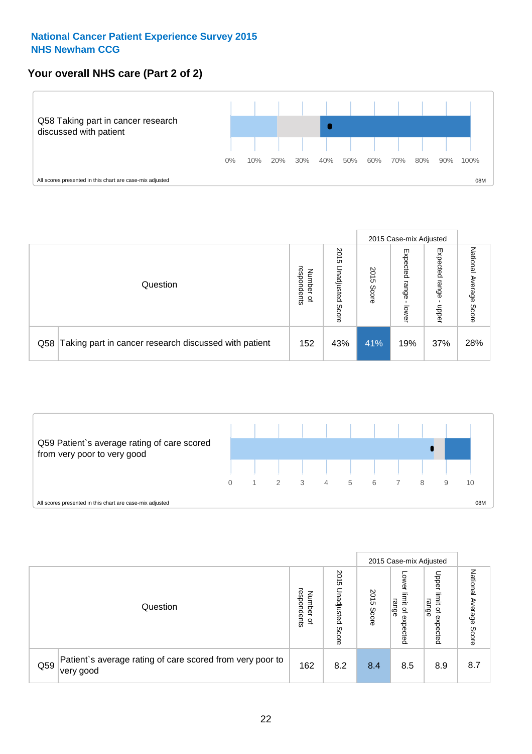**National Cancer Patient Experience Survey 2015**
**NHS Newham CCG**

## Your overall NHS care (Part 2 of 2)

Q58 Taking part in cancer research discussed with patient

0% 10% 20% 30% 40% 50% 60% 70% 80% 90% 100%

All scores presented in this chart are case-mix adjusted

08M

| | Question | Number of respondents | 2015 Unadjusted Score | 2015 Case-mix Adjusted | | | National Average Score |
|---|---|---|---|---|---|---|---|
| | | | | 2015 Score | Expected range - lower | Expected range - upper | |
| Q58 | Taking part in cancer research discussed with patient | 152 | 43% | 41% | 19% | 37% | 28% |

Q59 Patient`s average rating of care scored from very poor to very good

0 1 2 3 4 5 6 7 8 9 10

All scores presented in this chart are case-mix adjusted

08M

| | Question | Number of respondents | 2015 Unadjusted Score | 2015 Case-mix Adjusted | | | National Average Score |
|---|---|---|---|---|---|---|---|
| | | | | 2015 Score | Lower limit of expected range | Upper limit of expected range | |
| Q59 | Patient`s average rating of care scored from very poor to very good | 162 | 8.2 | 8.4 | 8.5 | 8.9 | 8.7 |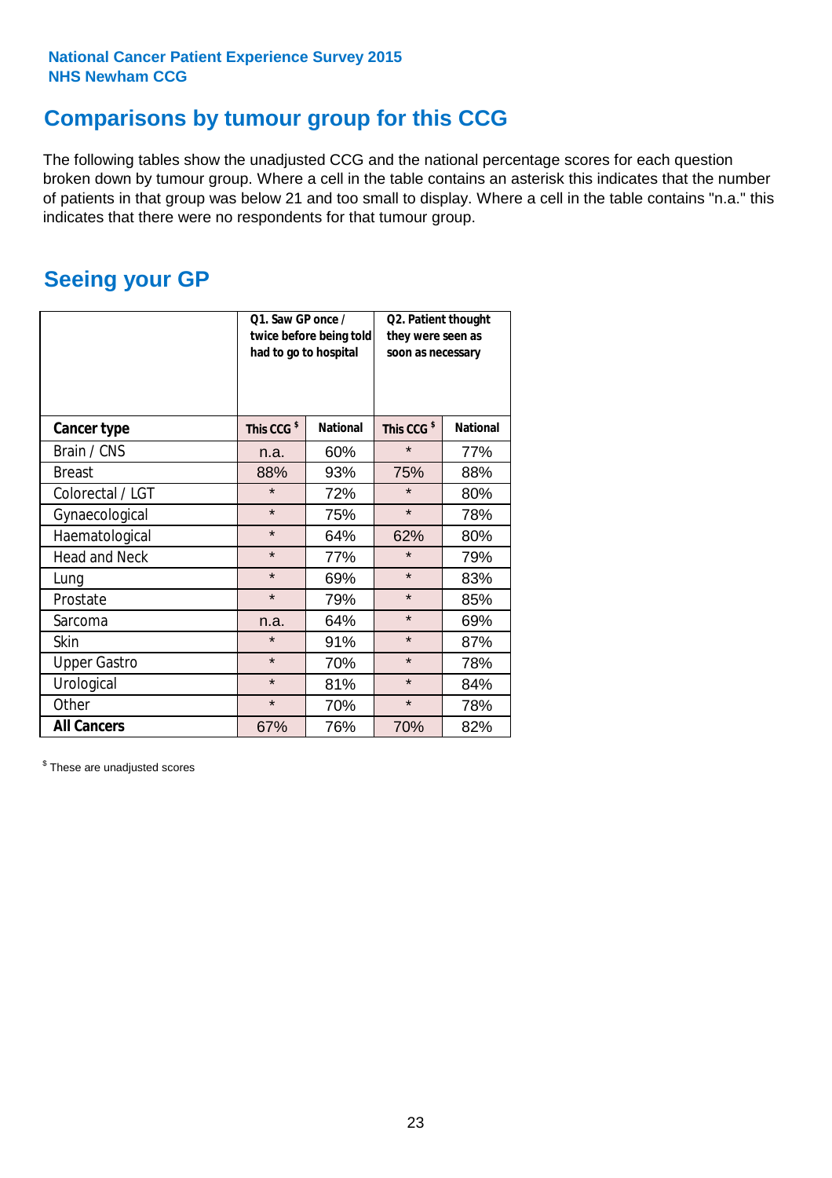National Cancer Patient Experience Survey 2015
NHS Newham CCG

# Comparisons by tumour group for this CCG

The following tables show the unadjusted CCG and the national percentage scores for each question broken down by tumour group. Where a cell in the table contains an asterisk this indicates that the number of patients in that group was below 21 and too small to display. Where a cell in the table contains "n.a." this indicates that there were no respondents for that tumour group.

## Seeing your GP

| | Q1. Saw GP once / twice before being told had to go to hospital | | Q2. Patient thought they were seen as soon as necessary | |
|---|---|---|---|---|
| **Cancer type** | **This CCG $** | **National** | **This CCG $** | **National** |
| Brain / CNS | n.a. | 60% | * | 77% |
| Breast | 88% | 93% | 75% | 88% |
| Colorectal / LGT | * | 72% | * | 80% |
| Gynaecological | * | 75% | * | 78% |
| Haematological | * | 64% | 62% | 80% |
| Head and Neck | * | 77% | * | 79% |
| Lung | * | 69% | * | 83% |
| Prostate | * | 79% | * | 85% |
| Sarcoma | n.a. | 64% | * | 69% |
| Skin | * | 91% | * | 87% |
| Upper Gastro | * | 70% | * | 78% |
| Urological | * | 81% | * | 84% |
| Other | * | 70% | * | 78% |
| **All Cancers** | 67% | 76% | 70% | 82% |

$ These are unadjusted scores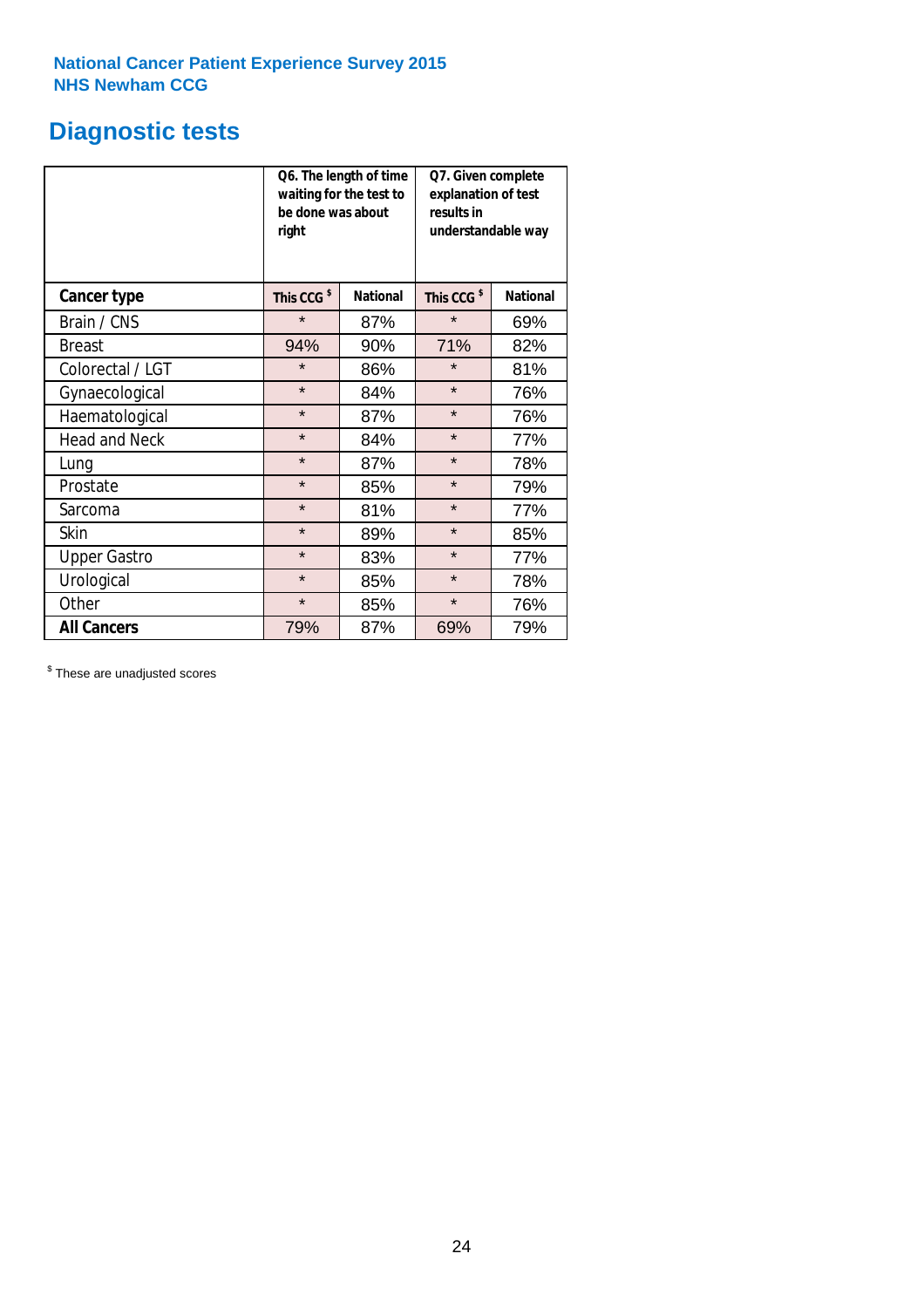National Cancer Patient Experience Survey 2015
NHS Newham CCG

# Diagnostic tests

| | Q6. The length of time waiting for the test to be done was about right | | Q7. Given complete explanation of test results in understandable way | |
|---|---|---|---|---|
| **Cancer type** | **This CCG $** | **National** | **This CCG $** | **National** |
| Brain / CNS | * | 87% | * | 69% |
| Breast | 94% | 90% | 71% | 82% |
| Colorectal / LGT | * | 86% | * | 81% |
| Gynaecological | * | 84% | * | 76% |
| Haematological | * | 87% | * | 76% |
| Head and Neck | * | 84% | * | 77% |
| Lung | * | 87% | * | 78% |
| Prostate | * | 85% | * | 79% |
| Sarcoma | * | 81% | * | 77% |
| Skin | * | 89% | * | 85% |
| Upper Gastro | * | 83% | * | 77% |
| Urological | * | 85% | * | 78% |
| Other | * | 85% | * | 76% |
| **All Cancers** | 79% | 87% | 69% | 79% |

$ These are unadjusted scores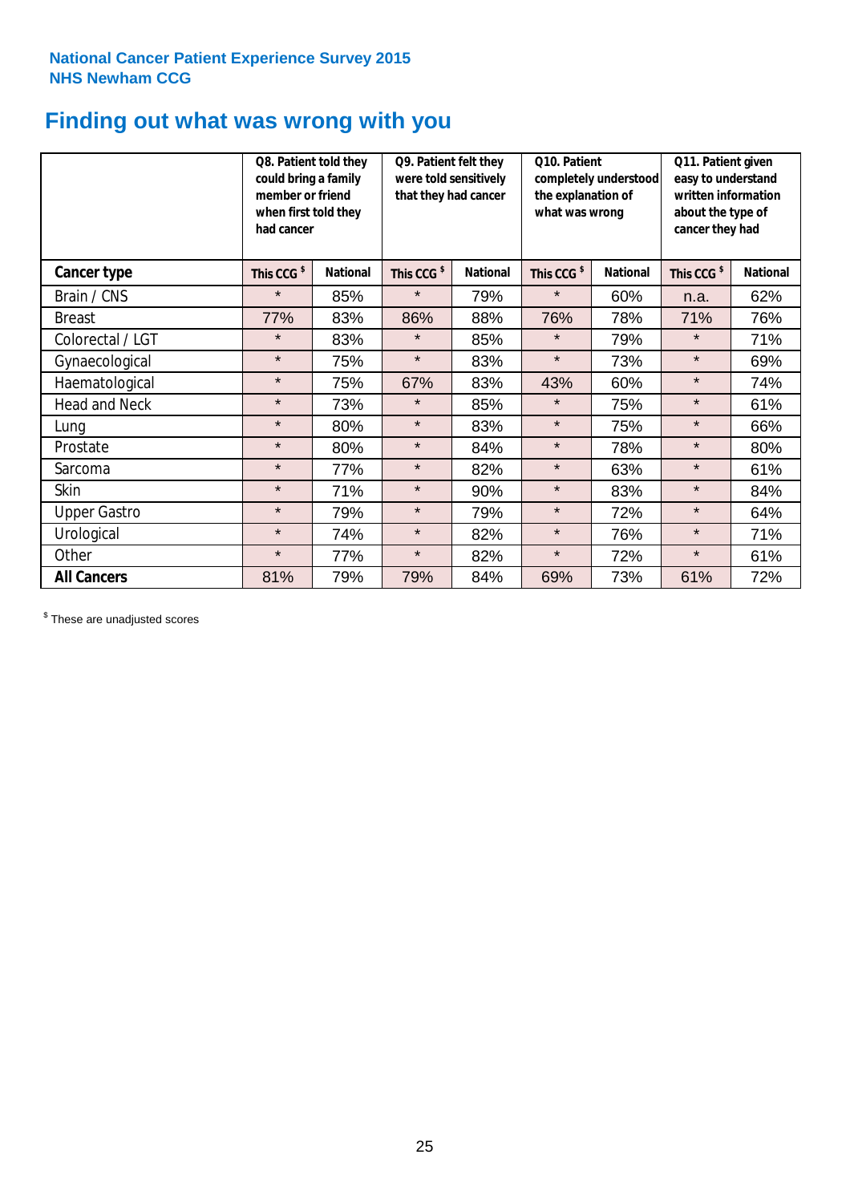**National Cancer Patient Experience Survey 2015**
**NHS Newham CCG**

# Finding out what was wrong with you

| | Q8. Patient told they could bring a family member or friend when first told they had cancer | | Q9. Patient felt they were told sensitively that they had cancer | | Q10. Patient completely understood the explanation of what was wrong | | Q11. Patient given easy to understand written information about the type of cancer they had | |
|---|---|---|---|---|---|---|---|---|
| **Cancer type** | **This CCG $** | **National** | **This CCG $** | **National** | **This CCG $** | **National** | **This CCG $** | **National** |
| Brain / CNS | * | 85% | * | 79% | * | 60% | n.a. | 62% |
| Breast | 77% | 83% | 86% | 88% | 76% | 78% | 71% | 76% |
| Colorectal / LGT | * | 83% | * | 85% | * | 79% | * | 71% |
| Gynaecological | * | 75% | * | 83% | * | 73% | * | 69% |
| Haematological | * | 75% | 67% | 83% | 43% | 60% | * | 74% |
| Head and Neck | * | 73% | * | 85% | * | 75% | * | 61% |
| Lung | * | 80% | * | 83% | * | 75% | * | 66% |
| Prostate | * | 80% | * | 84% | * | 78% | * | 80% |
| Sarcoma | * | 77% | * | 82% | * | 63% | * | 61% |
| Skin | * | 71% | * | 90% | * | 83% | * | 84% |
| Upper Gastro | * | 79% | * | 79% | * | 72% | * | 64% |
| Urological | * | 74% | * | 82% | * | 76% | * | 71% |
| Other | * | 77% | * | 82% | * | 72% | * | 61% |
| **All Cancers** | 81% | 79% | 79% | 84% | 69% | 73% | 61% | 72% |

$ These are unadjusted scores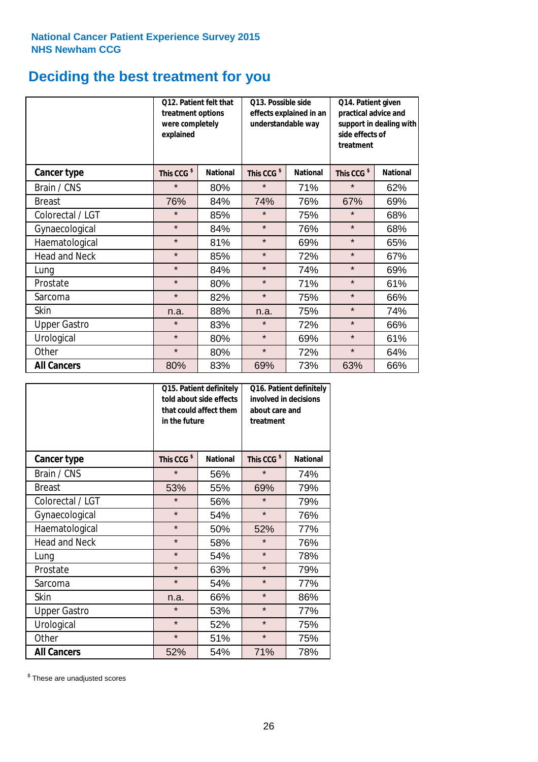**National Cancer Patient Experience Survey 2015**
**NHS Newham CCG**

# Deciding the best treatment for you

| | Q12. Patient felt that treatment options were completely explained | | Q13. Possible side effects explained in an understandable way | | Q14. Patient given practical advice and support in dealing with side effects of treatment | |
|---|---|---|---|---|---|---|
| **Cancer type** | **This CCG $** | **National** | **This CCG $** | **National** | **This CCG $** | **National** |
| Brain / CNS | * | 80% | * | 71% | * | 62% |
| Breast | 76% | 84% | 74% | 76% | 67% | 69% |
| Colorectal / LGT | * | 85% | * | 75% | * | 68% |
| Gynaecological | * | 84% | * | 76% | * | 68% |
| Haematological | * | 81% | * | 69% | * | 65% |
| Head and Neck | * | 85% | * | 72% | * | 67% |
| Lung | * | 84% | * | 74% | * | 69% |
| Prostate | * | 80% | * | 71% | * | 61% |
| Sarcoma | * | 82% | * | 75% | * | 66% |
| Skin | n.a. | 88% | n.a. | 75% | * | 74% |
| Upper Gastro | * | 83% | * | 72% | * | 66% |
| Urological | * | 80% | * | 69% | * | 61% |
| Other | * | 80% | * | 72% | * | 64% |
| **All Cancers** | 80% | 83% | 69% | 73% | 63% | 66% |

| | Q15. Patient definitely told about side effects that could affect them in the future | | Q16. Patient definitely involved in decisions about care and treatment | |
|---|---|---|---|---|
| **Cancer type** | **This CCG $** | **National** | **This CCG $** | **National** |
| Brain / CNS | * | 56% | * | 74% |
| Breast | 53% | 55% | 69% | 79% |
| Colorectal / LGT | * | 56% | * | 79% |
| Gynaecological | * | 54% | * | 76% |
| Haematological | * | 50% | 52% | 77% |
| Head and Neck | * | 58% | * | 76% |
| Lung | * | 54% | * | 78% |
| Prostate | * | 63% | * | 79% |
| Sarcoma | * | 54% | * | 77% |
| Skin | n.a. | 66% | * | 86% |
| Upper Gastro | * | 53% | * | 77% |
| Urological | * | 52% | * | 75% |
| Other | * | 51% | * | 75% |
| **All Cancers** | 52% | 54% | 71% | 78% |

$ These are unadjusted scores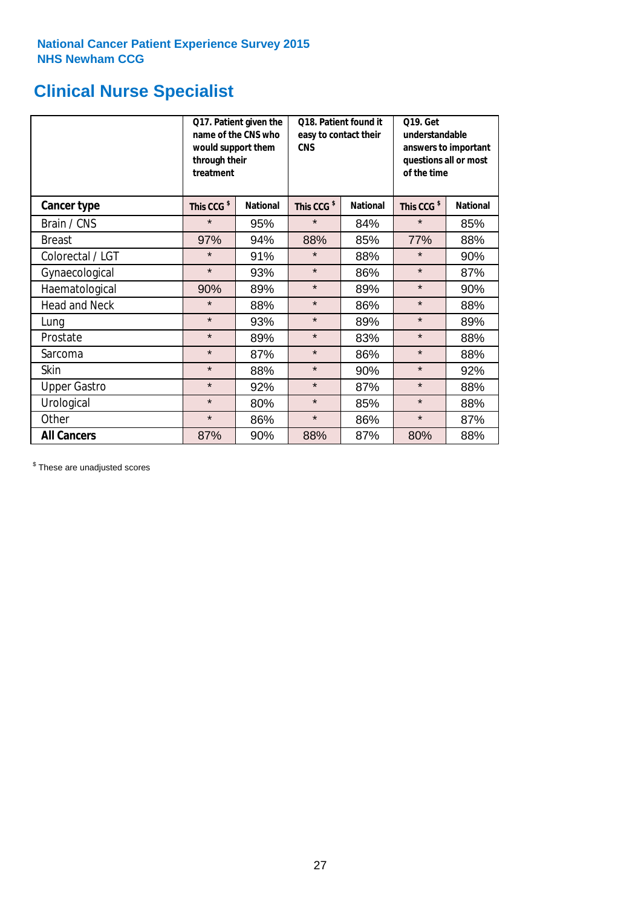National Cancer Patient Experience Survey 2015
NHS Newham CCG

# Clinical Nurse Specialist

| | Q17. Patient given the name of the CNS who would support them through their treatment | | Q18. Patient found it easy to contact their CNS | | Q19. Get understandable answers to important questions all or most of the time | |
|---|---|---|---|---|---|---|
| **Cancer type** | **This CCG $** | **National** | **This CCG $** | **National** | **This CCG $** | **National** |
| Brain / CNS | * | 95% | * | 84% | * | 85% |
| Breast | 97% | 94% | 88% | 85% | 77% | 88% |
| Colorectal / LGT | * | 91% | * | 88% | * | 90% |
| Gynaecological | * | 93% | * | 86% | * | 87% |
| Haematological | 90% | 89% | * | 89% | * | 90% |
| Head and Neck | * | 88% | * | 86% | * | 88% |
| Lung | * | 93% | * | 89% | * | 89% |
| Prostate | * | 89% | * | 83% | * | 88% |
| Sarcoma | * | 87% | * | 86% | * | 88% |
| Skin | * | 88% | * | 90% | * | 92% |
| Upper Gastro | * | 92% | * | 87% | * | 88% |
| Urological | * | 80% | * | 85% | * | 88% |
| Other | * | 86% | * | 86% | * | 87% |
| **All Cancers** | 87% | 90% | 88% | 87% | 80% | 88% |

$ These are unadjusted scores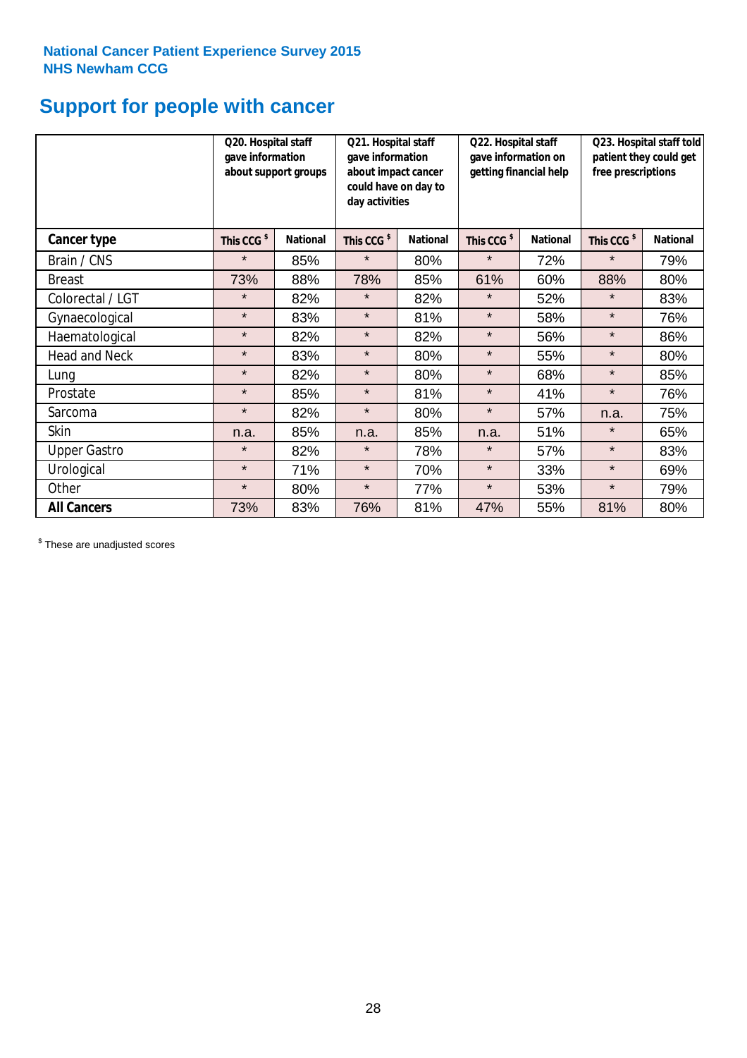National Cancer Patient Experience Survey 2015
NHS Newham CCG

# Support for people with cancer

| | Q20. Hospital staff gave information about support groups | | Q21. Hospital staff gave information about impact cancer could have on day to day activities | | Q22. Hospital staff gave information on getting financial help | | Q23. Hospital staff told patient they could get free prescriptions | |
|---|---|---|---|---|---|---|---|---|
| **Cancer type** | **This CCG $** | **National** | **This CCG $** | **National** | **This CCG $** | **National** | **This CCG $** | **National** |
| Brain / CNS | * | 85% | * | 80% | * | 72% | * | 79% |
| Breast | 73% | 88% | 78% | 85% | 61% | 60% | 88% | 80% |
| Colorectal / LGT | * | 82% | * | 82% | * | 52% | * | 83% |
| Gynaecological | * | 83% | * | 81% | * | 58% | * | 76% |
| Haematological | * | 82% | * | 82% | * | 56% | * | 86% |
| Head and Neck | * | 83% | * | 80% | * | 55% | * | 80% |
| Lung | * | 82% | * | 80% | * | 68% | * | 85% |
| Prostate | * | 85% | * | 81% | * | 41% | * | 76% |
| Sarcoma | * | 82% | * | 80% | * | 57% | n.a. | 75% |
| Skin | n.a. | 85% | n.a. | 85% | n.a. | 51% | * | 65% |
| Upper Gastro | * | 82% | * | 78% | * | 57% | * | 83% |
| Urological | * | 71% | * | 70% | * | 33% | * | 69% |
| Other | * | 80% | * | 77% | * | 53% | * | 79% |
| **All Cancers** | 73% | 83% | 76% | 81% | 47% | 55% | 81% | 80% |

$ These are unadjusted scores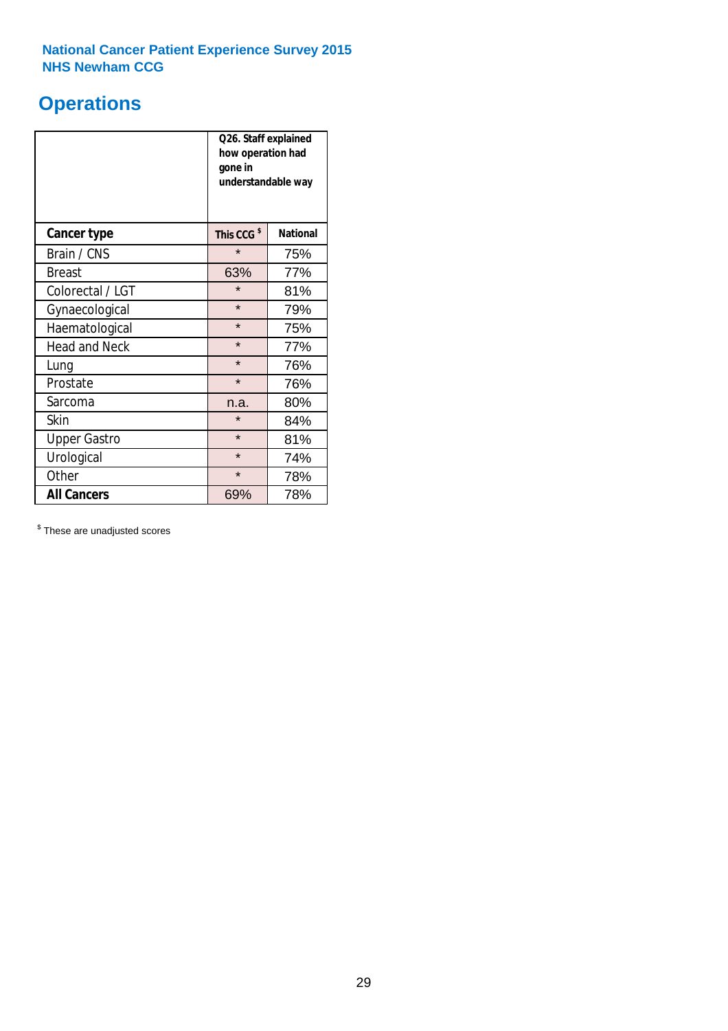**National Cancer Patient Experience Survey 2015**
**NHS Newham CCG**

# Operations

| | Q26. Staff explained how operation had gone in understandable way | |
|---|---|---|
| **Cancer type** | **This CCG [$]** | **National** |
| Brain / CNS | * | 75% |
| Breast | 63% | 77% |
| Colorectal / LGT | * | 81% |
| Gynaecological | * | 79% |
| Haematological | * | 75% |
| Head and Neck | * | 77% |
| Lung | * | 76% |
| Prostate | * | 76% |
| Sarcoma | n.a. | 80% |
| Skin | * | 84% |
| Upper Gastro | * | 81% |
| Urological | * | 74% |
| Other | * | 78% |
| **All Cancers** | 69% | 78% |

[$] These are unadjusted scores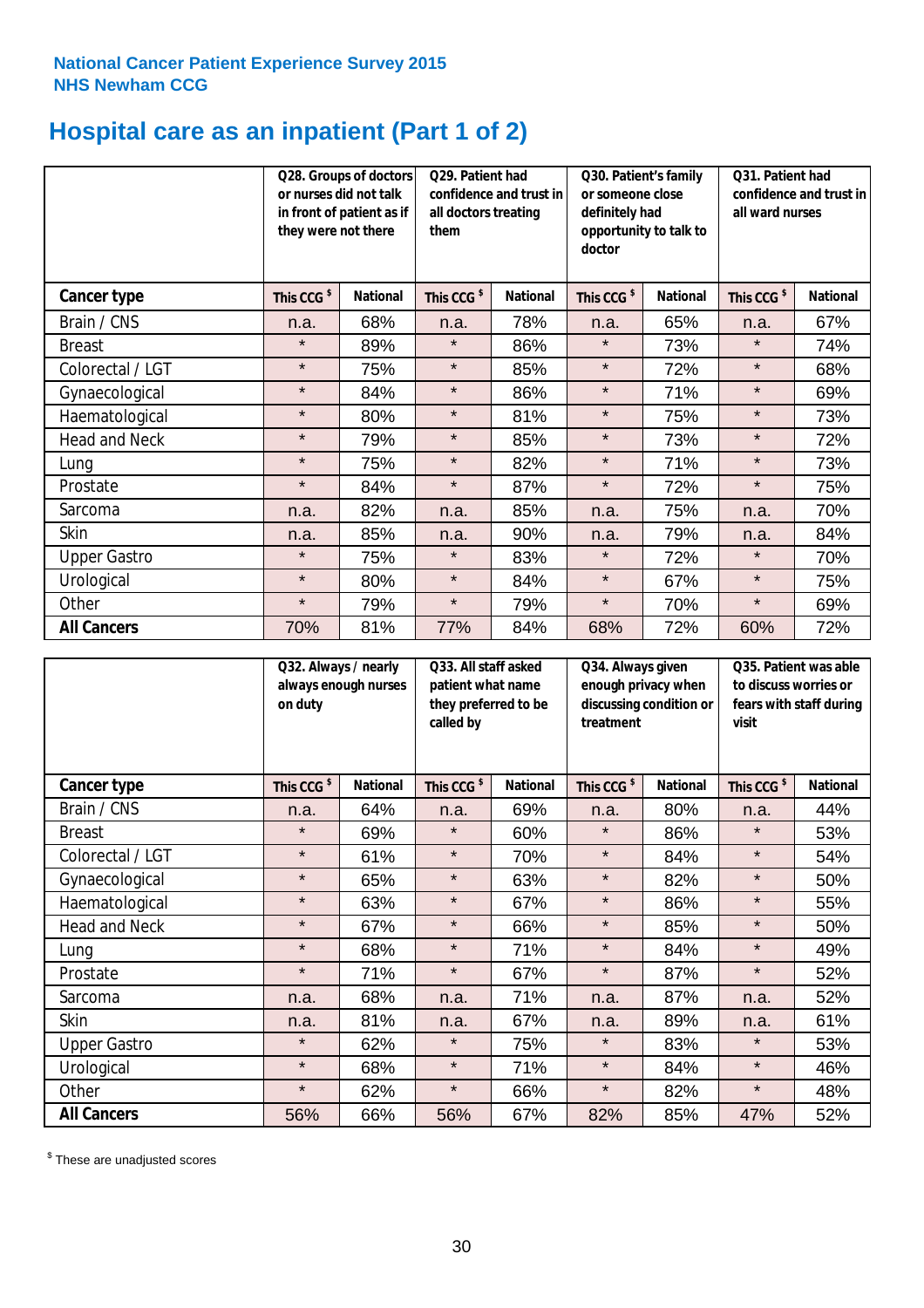**National Cancer Patient Experience Survey 2015**
**NHS Newham CCG**

# Hospital care as an inpatient (Part 1 of 2)

| | Q28. Groups of doctors or nurses did not talk in front of patient as if they were not there | | Q29. Patient had confidence and trust in all doctors treating them | | Q30. Patient's family or someone close definitely had opportunity to talk to doctor | | Q31. Patient had confidence and trust in all ward nurses | |
|---|---|---|---|---|---|---|---|---|
| **Cancer type** | **This CCG $** | **National** | **This CCG $** | **National** | **This CCG $** | **National** | **This CCG $** | **National** |
| Brain / CNS | n.a. | 68% | n.a. | 78% | n.a. | 65% | n.a. | 67% |
| Breast | * | 89% | * | 86% | * | 73% | * | 74% |
| Colorectal / LGT | * | 75% | * | 85% | * | 72% | * | 68% |
| Gynaecological | * | 84% | * | 86% | * | 71% | * | 69% |
| Haematological | * | 80% | * | 81% | * | 75% | * | 73% |
| Head and Neck | * | 79% | * | 85% | * | 73% | * | 72% |
| Lung | * | 75% | * | 82% | * | 71% | * | 73% |
| Prostate | * | 84% | * | 87% | * | 72% | * | 75% |
| Sarcoma | n.a. | 82% | n.a. | 85% | n.a. | 75% | n.a. | 70% |
| Skin | n.a. | 85% | n.a. | 90% | n.a. | 79% | n.a. | 84% |
| Upper Gastro | * | 75% | * | 83% | * | 72% | * | 70% |
| Urological | * | 80% | * | 84% | * | 67% | * | 75% |
| Other | * | 79% | * | 79% | * | 70% | * | 69% |
| **All Cancers** | 70% | 81% | 77% | 84% | 68% | 72% | 60% | 72% |

| | Q32. Always / nearly always enough nurses on duty | | Q33. All staff asked patient what name they preferred to be called by | | Q34. Always given enough privacy when discussing condition or treatment | | Q35. Patient was able to discuss worries or fears with staff during visit | |
|---|---|---|---|---|---|---|---|---|
| **Cancer type** | **This CCG $** | **National** | **This CCG $** | **National** | **This CCG $** | **National** | **This CCG $** | **National** |
| Brain / CNS | n.a. | 64% | n.a. | 69% | n.a. | 80% | n.a. | 44% |
| Breast | * | 69% | * | 60% | * | 86% | * | 53% |
| Colorectal / LGT | * | 61% | * | 70% | * | 84% | * | 54% |
| Gynaecological | * | 65% | * | 63% | * | 82% | * | 50% |
| Haematological | * | 63% | * | 67% | * | 86% | * | 55% |
| Head and Neck | * | 67% | * | 66% | * | 85% | * | 50% |
| Lung | * | 68% | * | 71% | * | 84% | * | 49% |
| Prostate | * | 71% | * | 67% | * | 87% | * | 52% |
| Sarcoma | n.a. | 68% | n.a. | 71% | n.a. | 87% | n.a. | 52% |
| Skin | n.a. | 81% | n.a. | 67% | n.a. | 89% | n.a. | 61% |
| Upper Gastro | * | 62% | * | 75% | * | 83% | * | 53% |
| Urological | * | 68% | * | 71% | * | 84% | * | 46% |
| Other | * | 62% | * | 66% | * | 82% | * | 48% |
| **All Cancers** | 56% | 66% | 56% | 67% | 82% | 85% | 47% | 52% |

$ These are unadjusted scores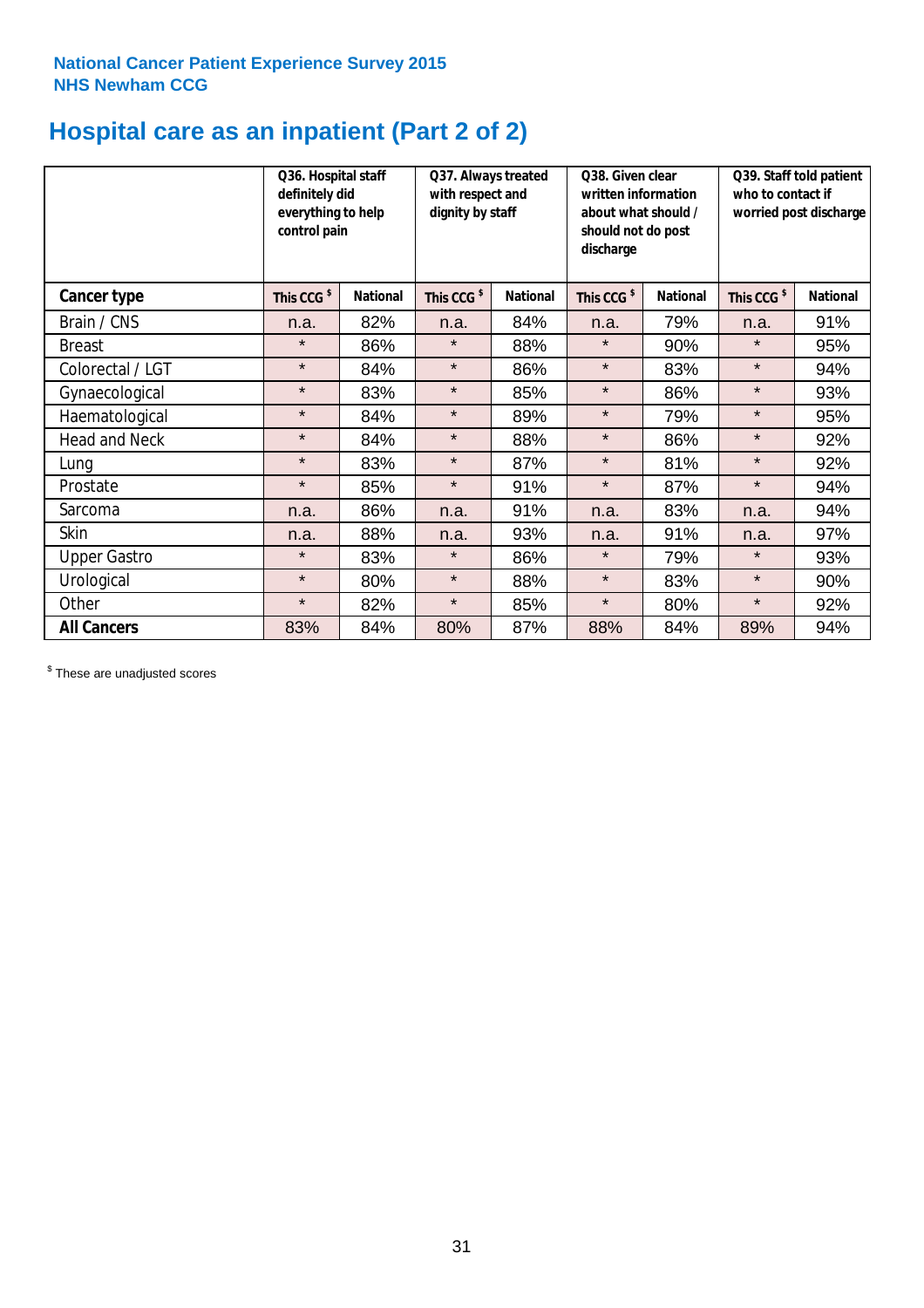National Cancer Patient Experience Survey 2015
NHS Newham CCG

# Hospital care as an inpatient (Part 2 of 2)

| | Q36. Hospital staff definitely did everything to help control pain | | Q37. Always treated with respect and dignity by staff | | Q38. Given clear written information about what should / should not do post discharge | | Q39. Staff told patient who to contact if worried post discharge | |
|---|---|---|---|---|---|---|---|---|
| **Cancer type** | **This CCG $** | **National** | **This CCG $** | **National** | **This CCG $** | **National** | **This CCG $** | **National** |
| Brain / CNS | n.a. | 82% | n.a. | 84% | n.a. | 79% | n.a. | 91% |
| Breast | * | 86% | * | 88% | * | 90% | * | 95% |
| Colorectal / LGT | * | 84% | * | 86% | * | 83% | * | 94% |
| Gynaecological | * | 83% | * | 85% | * | 86% | * | 93% |
| Haematological | * | 84% | * | 89% | * | 79% | * | 95% |
| Head and Neck | * | 84% | * | 88% | * | 86% | * | 92% |
| Lung | * | 83% | * | 87% | * | 81% | * | 92% |
| Prostate | * | 85% | * | 91% | * | 87% | * | 94% |
| Sarcoma | n.a. | 86% | n.a. | 91% | n.a. | 83% | n.a. | 94% |
| Skin | n.a. | 88% | n.a. | 93% | n.a. | 91% | n.a. | 97% |
| Upper Gastro | * | 83% | * | 86% | * | 79% | * | 93% |
| Urological | * | 80% | * | 88% | * | 83% | * | 90% |
| Other | * | 82% | * | 85% | * | 80% | * | 92% |
| **All Cancers** | 83% | 84% | 80% | 87% | 88% | 84% | 89% | 94% |

$ These are unadjusted scores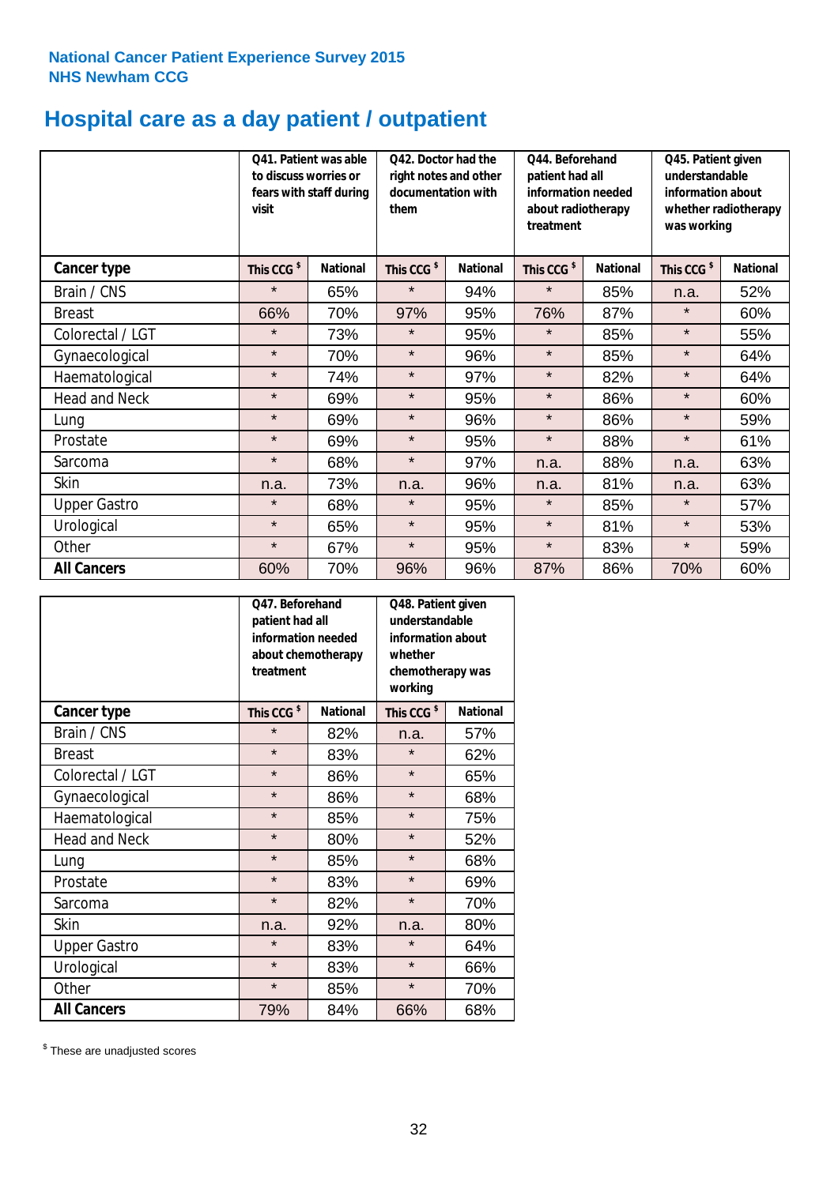National Cancer Patient Experience Survey 2015
NHS Newham CCG

# Hospital care as a day patient / outpatient

| | Q41. Patient was able to discuss worries or fears with staff during visit | | Q42. Doctor had the right notes and other documentation with them | | Q44. Beforehand patient had all information needed about radiotherapy treatment | | Q45. Patient given understandable information about whether radiotherapy was working | |
|---|---|---|---|---|---|---|---|---|
| **Cancer type** | This CCG $ | National | This CCG $ | National | This CCG $ | National | This CCG $ | National |
| Brain / CNS | * | 65% | * | 94% | * | 85% | n.a. | 52% |
| Breast | 66% | 70% | 97% | 95% | 76% | 87% | * | 60% |
| Colorectal / LGT | * | 73% | * | 95% | * | 85% | * | 55% |
| Gynaecological | * | 70% | * | 96% | * | 85% | * | 64% |
| Haematological | * | 74% | * | 97% | * | 82% | * | 64% |
| Head and Neck | * | 69% | * | 95% | * | 86% | * | 60% |
| Lung | * | 69% | * | 96% | * | 86% | * | 59% |
| Prostate | * | 69% | * | 95% | * | 88% | * | 61% |
| Sarcoma | * | 68% | * | 97% | n.a. | 88% | n.a. | 63% |
| Skin | n.a. | 73% | n.a. | 96% | n.a. | 81% | n.a. | 63% |
| Upper Gastro | * | 68% | * | 95% | * | 85% | * | 57% |
| Urological | * | 65% | * | 95% | * | 81% | * | 53% |
| Other | * | 67% | * | 95% | * | 83% | * | 59% |
| **All Cancers** | 60% | 70% | 96% | 96% | 87% | 86% | 70% | 60% |

| | Q47. Beforehand patient had all information needed about chemotherapy treatment | | Q48. Patient given understandable information about whether chemotherapy was working | |
|---|---|---|---|---|
| **Cancer type** | This CCG $ | National | This CCG $ | National |
| Brain / CNS | * | 82% | n.a. | 57% |
| Breast | * | 83% | * | 62% |
| Colorectal / LGT | * | 86% | * | 65% |
| Gynaecological | * | 86% | * | 68% |
| Haematological | * | 85% | * | 75% |
| Head and Neck | * | 80% | * | 52% |
| Lung | * | 85% | * | 68% |
| Prostate | * | 83% | * | 69% |
| Sarcoma | * | 82% | * | 70% |
| Skin | n.a. | 92% | n.a. | 80% |
| Upper Gastro | * | 83% | * | 64% |
| Urological | * | 83% | * | 66% |
| Other | * | 85% | * | 70% |
| **All Cancers** | 79% | 84% | 66% | 68% |

$ These are unadjusted scores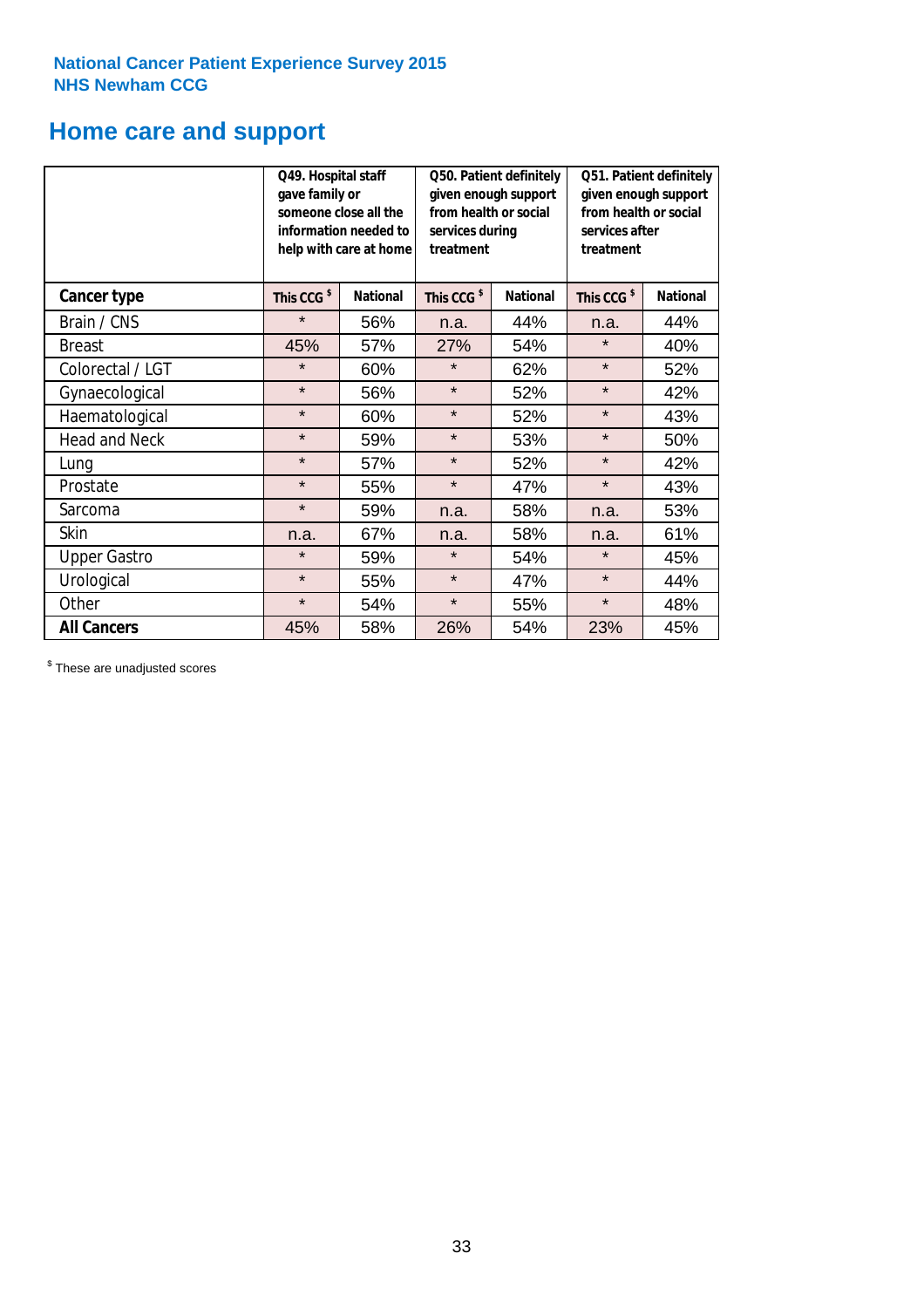National Cancer Patient Experience Survey 2015
NHS Newham CCG

# Home care and support

| | Q49. Hospital staff gave family or someone close all the information needed to help with care at home | | Q50. Patient definitely given enough support from health or social services during treatment | | Q51. Patient definitely given enough support from health or social services after treatment | |
|---|---|---|---|---|---|---|
| **Cancer type** | **This CCG $** | **National** | **This CCG $** | **National** | **This CCG $** | **National** |
| Brain / CNS | * | 56% | n.a. | 44% | n.a. | 44% |
| Breast | 45% | 57% | 27% | 54% | * | 40% |
| Colorectal / LGT | * | 60% | * | 62% | * | 52% |
| Gynaecological | * | 56% | * | 52% | * | 42% |
| Haematological | * | 60% | * | 52% | * | 43% |
| Head and Neck | * | 59% | * | 53% | * | 50% |
| Lung | * | 57% | * | 52% | * | 42% |
| Prostate | * | 55% | * | 47% | * | 43% |
| Sarcoma | * | 59% | n.a. | 58% | n.a. | 53% |
| Skin | n.a. | 67% | n.a. | 58% | n.a. | 61% |
| Upper Gastro | * | 59% | * | 54% | * | 45% |
| Urological | * | 55% | * | 47% | * | 44% |
| Other | * | 54% | * | 55% | * | 48% |
| **All Cancers** | 45% | 58% | 26% | 54% | 23% | 45% |

$ These are unadjusted scores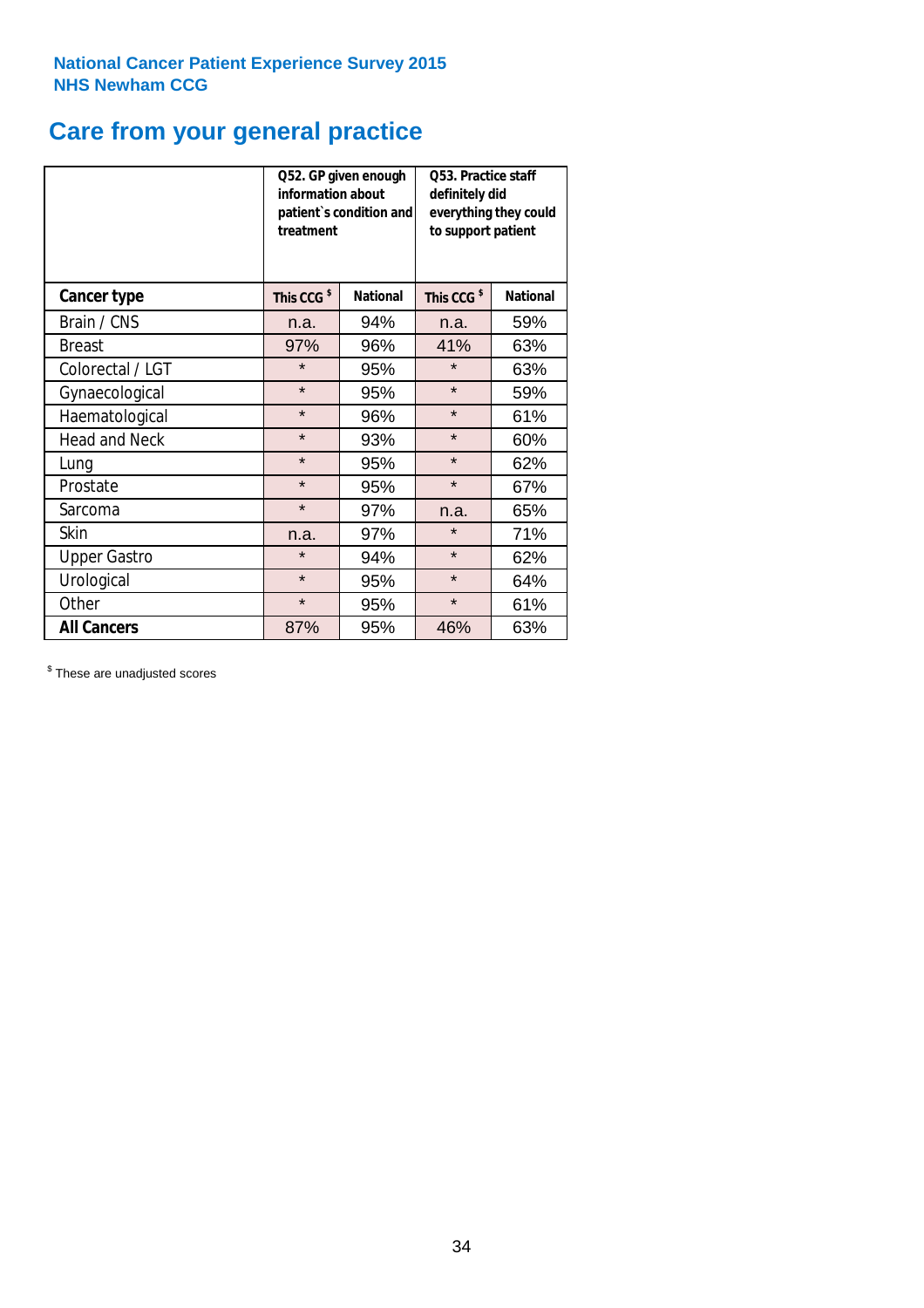**National Cancer Patient Experience Survey 2015**
**NHS Newham CCG**

# Care from your general practice

| | Q52. GP given enough information about patient`s condition and treatment | | Q53. Practice staff definitely did everything they could to support patient | |
|---|---|---|---|---|
| **Cancer type** | **This CCG $** | **National** | **This CCG $** | **National** |
| Brain / CNS | n.a. | 94% | n.a. | 59% |
| Breast | 97% | 96% | 41% | 63% |
| Colorectal / LGT | * | 95% | * | 63% |
| Gynaecological | * | 95% | * | 59% |
| Haematological | * | 96% | * | 61% |
| Head and Neck | * | 93% | * | 60% |
| Lung | * | 95% | * | 62% |
| Prostate | * | 95% | * | 67% |
| Sarcoma | * | 97% | n.a. | 65% |
| Skin | n.a. | 97% | * | 71% |
| Upper Gastro | * | 94% | * | 62% |
| Urological | * | 95% | * | 64% |
| Other | * | 95% | * | 61% |
| **All Cancers** | 87% | 95% | 46% | 63% |

$ These are unadjusted scores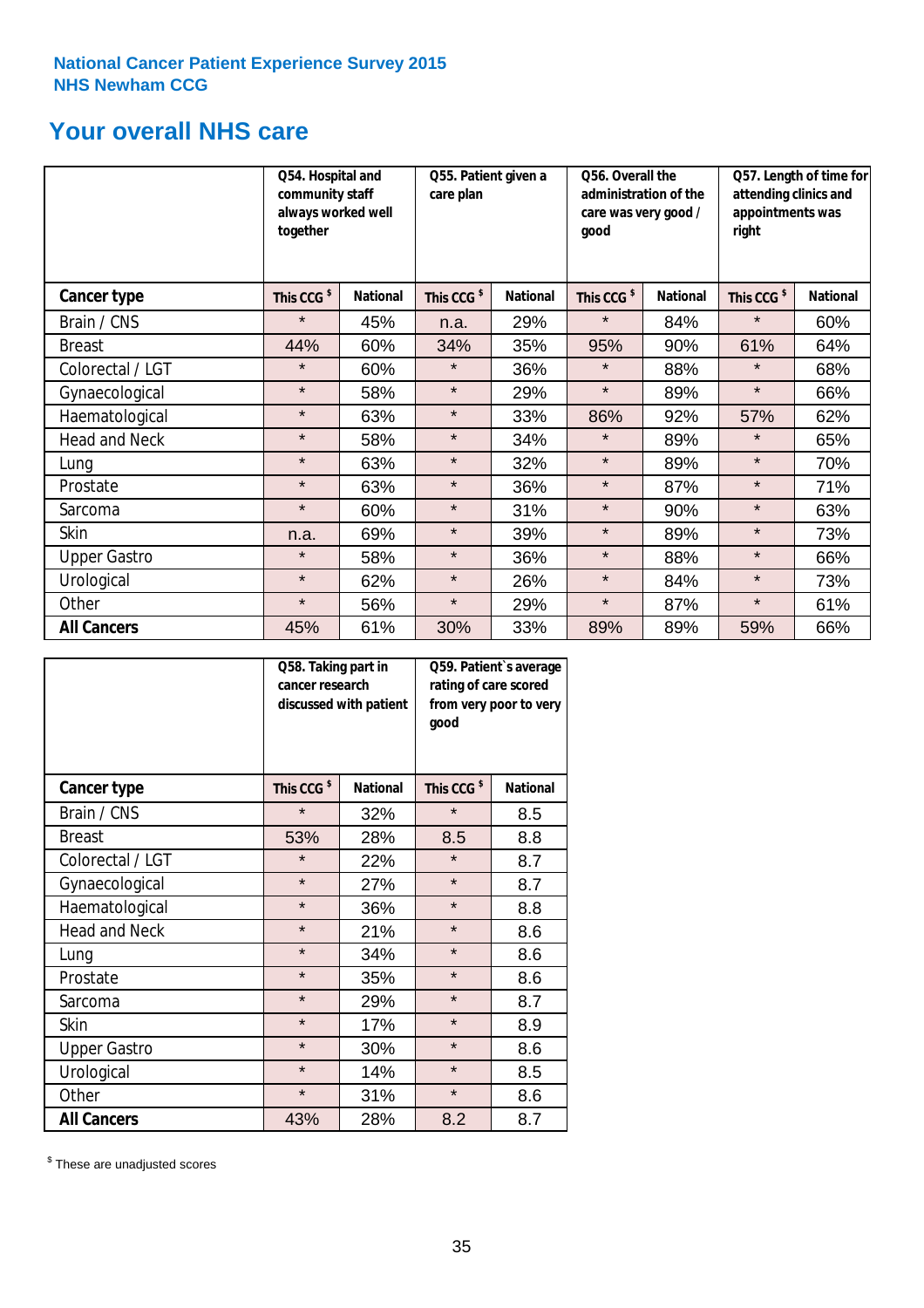National Cancer Patient Experience Survey 2015
NHS Newham CCG

# Your overall NHS care

| | Q54. Hospital and community staff always worked well together | | Q55. Patient given a care plan | | Q56. Overall the administration of the care was very good / good | | Q57. Length of time for attending clinics and appointments was right | |
|---|---|---|---|---|---|---|---|---|
| **Cancer type** | **This CCG $** | **National** | **This CCG $** | **National** | **This CCG $** | **National** | **This CCG $** | **National** |
| Brain / CNS | * | 45% | n.a. | 29% | * | 84% | * | 60% |
| Breast | 44% | 60% | 34% | 35% | 95% | 90% | 61% | 64% |
| Colorectal / LGT | * | 60% | * | 36% | * | 88% | * | 68% |
| Gynaecological | * | 58% | * | 29% | * | 89% | * | 66% |
| Haematological | * | 63% | * | 33% | 86% | 92% | 57% | 62% |
| Head and Neck | * | 58% | * | 34% | * | 89% | * | 65% |
| Lung | * | 63% | * | 32% | * | 89% | * | 70% |
| Prostate | * | 63% | * | 36% | * | 87% | * | 71% |
| Sarcoma | * | 60% | * | 31% | * | 90% | * | 63% |
| Skin | n.a. | 69% | * | 39% | * | 89% | * | 73% |
| Upper Gastro | * | 58% | * | 36% | * | 88% | * | 66% |
| Urological | * | 62% | * | 26% | * | 84% | * | 73% |
| Other | * | 56% | * | 29% | * | 87% | * | 61% |
| **All Cancers** | 45% | 61% | 30% | 33% | 89% | 89% | 59% | 66% |

| | Q58. Taking part in cancer research discussed with patient | | Q59. Patient`s average rating of care scored from very poor to very good | |
|---|---|---|---|---|
| **Cancer type** | **This CCG $** | **National** | **This CCG $** | **National** |
| Brain / CNS | * | 32% | * | 8.5 |
| Breast | 53% | 28% | 8.5 | 8.8 |
| Colorectal / LGT | * | 22% | * | 8.7 |
| Gynaecological | * | 27% | * | 8.7 |
| Haematological | * | 36% | * | 8.8 |
| Head and Neck | * | 21% | * | 8.6 |
| Lung | * | 34% | * | 8.6 |
| Prostate | * | 35% | * | 8.6 |
| Sarcoma | * | 29% | * | 8.7 |
| Skin | * | 17% | * | 8.9 |
| Upper Gastro | * | 30% | * | 8.6 |
| Urological | * | 14% | * | 8.5 |
| Other | * | 31% | * | 8.6 |
| **All Cancers** | 43% | 28% | 8.2 | 8.7 |

$ These are unadjusted scores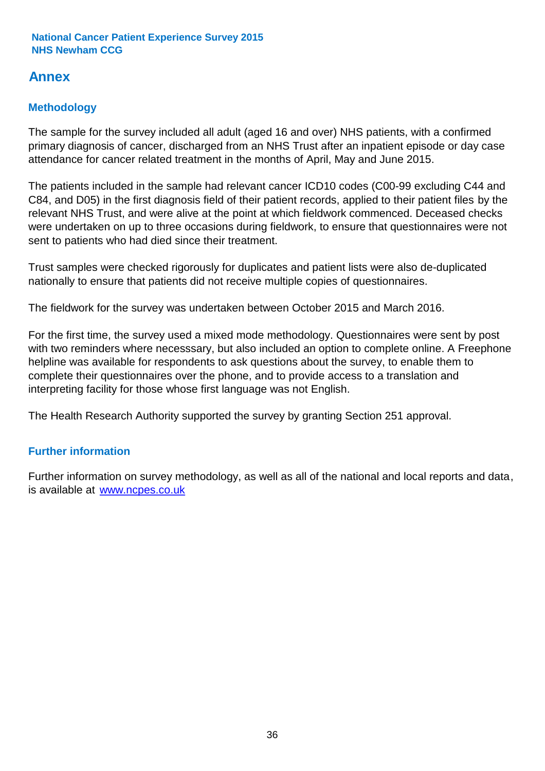## Annex

### Methodology

The sample for the survey included all adult (aged 16 and over) NHS patients, with a confirmed primary diagnosis of cancer, discharged from an NHS Trust after an inpatient episode or day case attendance for cancer related treatment in the months of April, May and June 2015.

The patients included in the sample had relevant cancer ICD10 codes (C00-99 excluding C44 and C84, and D05) in the first diagnosis field of their patient records, applied to their patient files by the relevant NHS Trust, and were alive at the point at which fieldwork commenced. Deceased checks were undertaken on up to three occasions during fieldwork, to ensure that questionnaires were not sent to patients who had died since their treatment.

Trust samples were checked rigorously for duplicates and patient lists were also de-duplicated nationally to ensure that patients did not receive multiple copies of questionnaires.

The fieldwork for the survey was undertaken between October 2015 and March 2016.

For the first time, the survey used a mixed mode methodology. Questionnaires were sent by post with two reminders where necesssary, but also included an option to complete online. A Freephone helpline was available for respondents to ask questions about the survey, to enable them to complete their questionnaires over the phone, and to provide access to a translation and interpreting facility for those whose first language was not English.

The Health Research Authority supported the survey by granting Section 251 approval.

### Further information

Further information on survey methodology, as well as all of the national and local reports and data, is available at [www.ncpes.co.uk](www.ncpes.co.uk)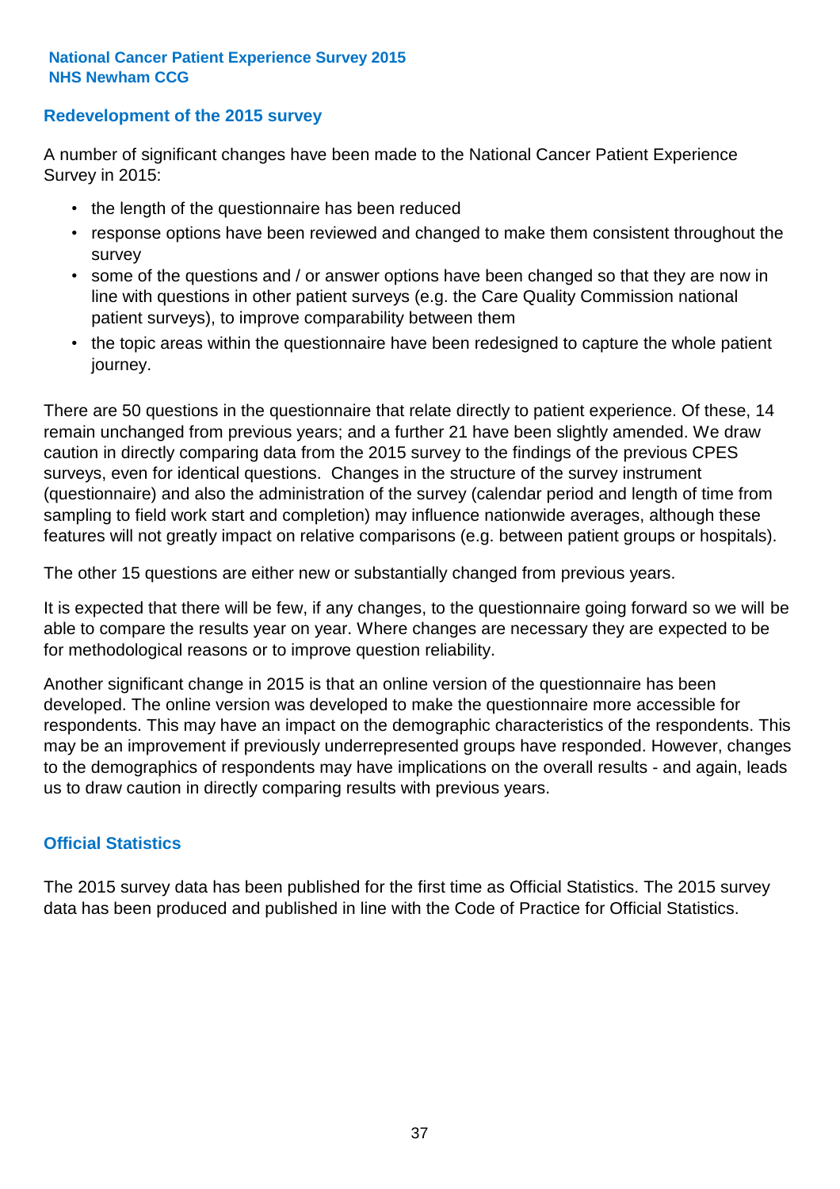## Redevelopment of the 2015 survey

A number of significant changes have been made to the National Cancer Patient Experience Survey in 2015:

- the length of the questionnaire has been reduced
- response options have been reviewed and changed to make them consistent throughout the survey
- some of the questions and / or answer options have been changed so that they are now in line with questions in other patient surveys (e.g. the Care Quality Commission national patient surveys), to improve comparability between them
- the topic areas within the questionnaire have been redesigned to capture the whole patient journey.

There are 50 questions in the questionnaire that relate directly to patient experience. Of these, 14 remain unchanged from previous years; and a further 21 have been slightly amended. We draw caution in directly comparing data from the 2015 survey to the findings of the previous CPES surveys, even for identical questions. Changes in the structure of the survey instrument (questionnaire) and also the administration of the survey (calendar period and length of time from sampling to field work start and completion) may influence nationwide averages, although these features will not greatly impact on relative comparisons (e.g. between patient groups or hospitals).

The other 15 questions are either new or substantially changed from previous years.

It is expected that there will be few, if any changes, to the questionnaire going forward so we will be able to compare the results year on year. Where changes are necessary they are expected to be for methodological reasons or to improve question reliability.

Another significant change in 2015 is that an online version of the questionnaire has been developed. The online version was developed to make the questionnaire more accessible for respondents. This may have an impact on the demographic characteristics of the respondents. This may be an improvement if previously underrepresented groups have responded. However, changes to the demographics of respondents may have implications on the overall results - and again, leads us to draw caution in directly comparing results with previous years.

## Official Statistics

The 2015 survey data has been published for the first time as Official Statistics. The 2015 survey data has been produced and published in line with the Code of Practice for Official Statistics.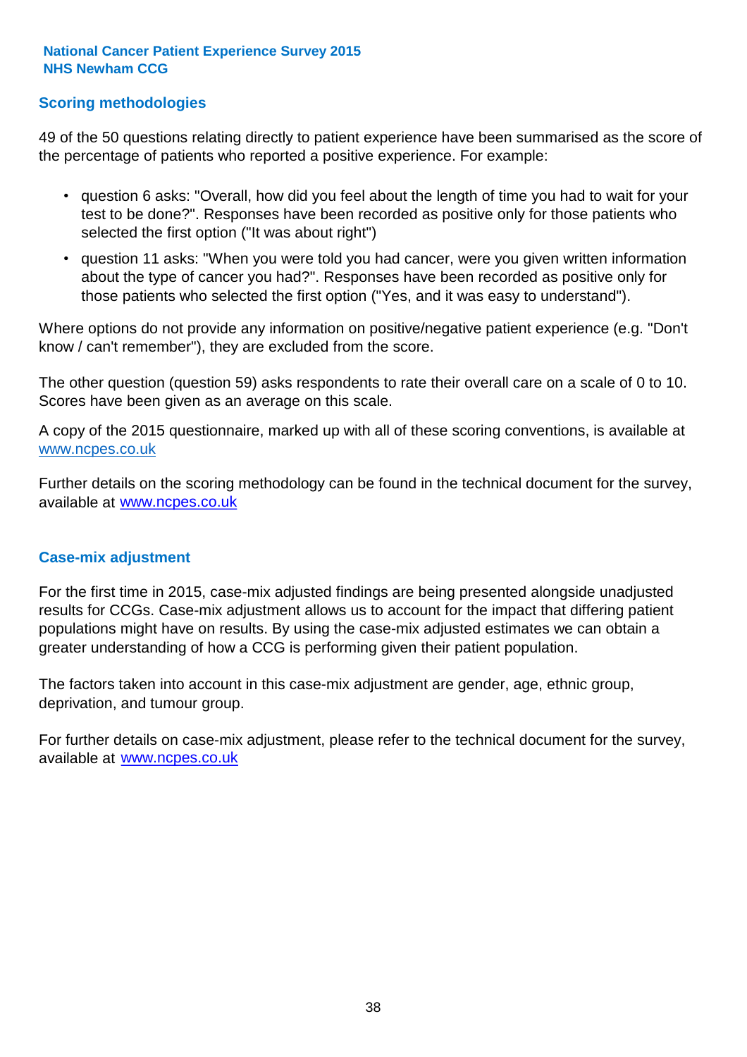## Scoring methodologies

49 of the 50 questions relating directly to patient experience have been summarised as the score of the percentage of patients who reported a positive experience. For example:

- question 6 asks: "Overall, how did you feel about the length of time you had to wait for your test to be done?". Responses have been recorded as positive only for those patients who selected the first option ("It was about right")
- question 11 asks: "When you were told you had cancer, were you given written information about the type of cancer you had?". Responses have been recorded as positive only for those patients who selected the first option ("Yes, and it was easy to understand").

Where options do not provide any information on positive/negative patient experience (e.g. "Don't know / can't remember"), they are excluded from the score.

The other question (question 59) asks respondents to rate their overall care on a scale of 0 to 10. Scores have been given as an average on this scale.

A copy of the 2015 questionnaire, marked up with all of these scoring conventions, is available at www.ncpes.co.uk

Further details on the scoring methodology can be found in the technical document for the survey, available at www.ncpes.co.uk

## Case-mix adjustment

For the first time in 2015, case-mix adjusted findings are being presented alongside unadjusted results for CCGs. Case-mix adjustment allows us to account for the impact that differing patient populations might have on results. By using the case-mix adjusted estimates we can obtain a greater understanding of how a CCG is performing given their patient population.

The factors taken into account in this case-mix adjustment are gender, age, ethnic group, deprivation, and tumour group.

For further details on case-mix adjustment, please refer to the technical document for the survey, available at www.ncpes.co.uk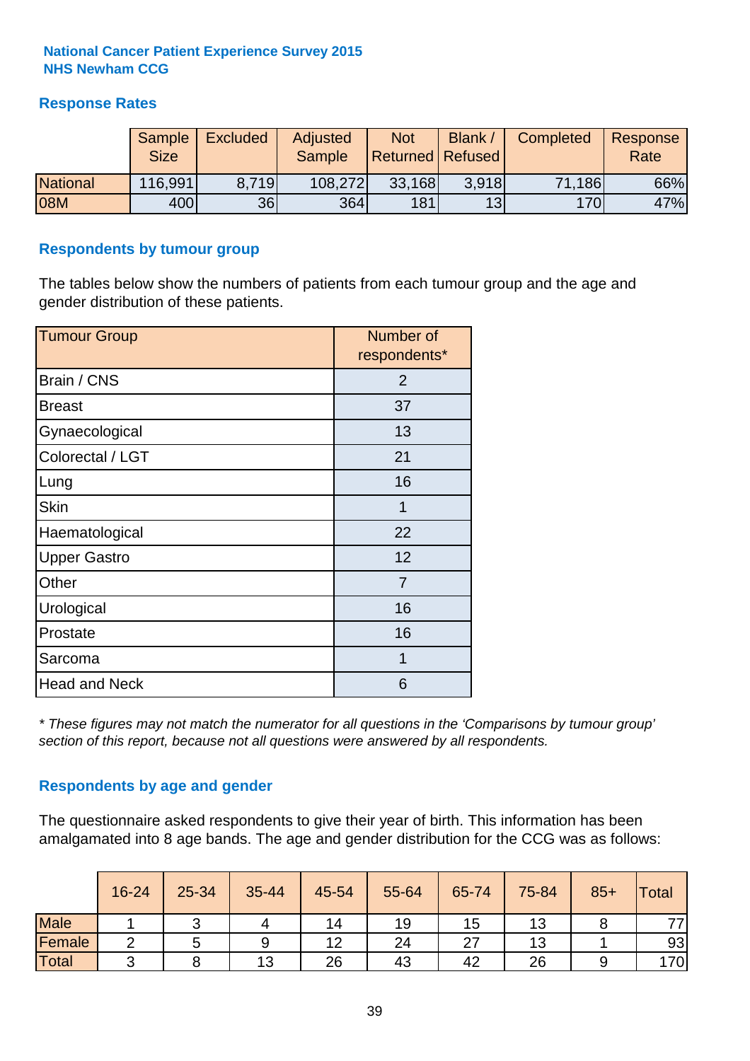**National Cancer Patient Experience Survey 2015**
**NHS Newham CCG**

## Response Rates

| | Sample Size | Excluded | Adjusted Sample | Not Returned | Blank / Refused | Completed | Response Rate |
|---|---|---|---|---|---|---|---|
| National | 116,991 | 8,719 | 108,272 | 33,168 | 3,918 | 71,186 | 66% |
| 08M | 400 | 36 | 364 | 181 | 13 | 170 | 47% |

## Respondents by tumour group

The tables below show the numbers of patients from each tumour group and the age and gender distribution of these patients.

| Tumour Group | Number of respondents* |
|---|---|
| Brain / CNS | 2 |
| Breast | 37 |
| Gynaecological | 13 |
| Colorectal / LGT | 21 |
| Lung | 16 |
| Skin | 1 |
| Haematological | 22 |
| Upper Gastro | 12 |
| Other | 7 |
| Urological | 16 |
| Prostate | 16 |
| Sarcoma | 1 |
| Head and Neck | 6 |

*\* These figures may not match the numerator for all questions in the 'Comparisons by tumour group' section of this report, because not all questions were answered by all respondents.*

## Respondents by age and gender

The questionnaire asked respondents to give their year of birth. This information has been amalgamated into 8 age bands. The age and gender distribution for the CCG was as follows:

| | 16-24 | 25-34 | 35-44 | 45-54 | 55-64 | 65-74 | 75-84 | 85+ | Total |
|---|---|---|---|---|---|---|---|---|---|
| Male | 1 | 3 | 4 | 14 | 19 | 15 | 13 | 8 | 77 |
| Female | 2 | 5 | 9 | 12 | 24 | 27 | 13 | 1 | 93 |
| Total | 3 | 8 | 13 | 26 | 43 | 42 | 26 | 9 | 170 |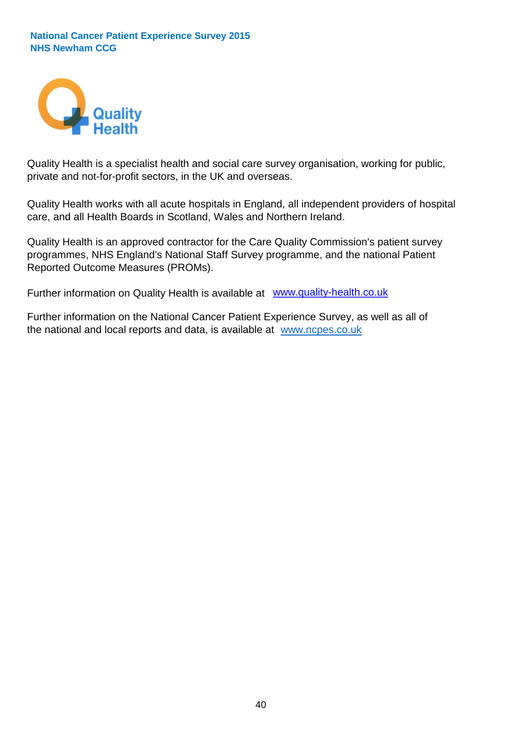Quality Health is a specialist health and social care survey organisation, working for public, private and not-for-profit sectors, in the UK and overseas.

Quality Health works with all acute hospitals in England, all independent providers of hospital care, and all Health Boards in Scotland, Wales and Northern Ireland.

Quality Health is an approved contractor for the Care Quality Commission's patient survey programmes, NHS England's National Staff Survey programme, and the national Patient Reported Outcome Measures (PROMs).

Further information on Quality Health is available at www.quality-health.co.uk

Further information on the National Cancer Patient Experience Survey, as well as all of the national and local reports and data, is available at www.ncpes.co.uk